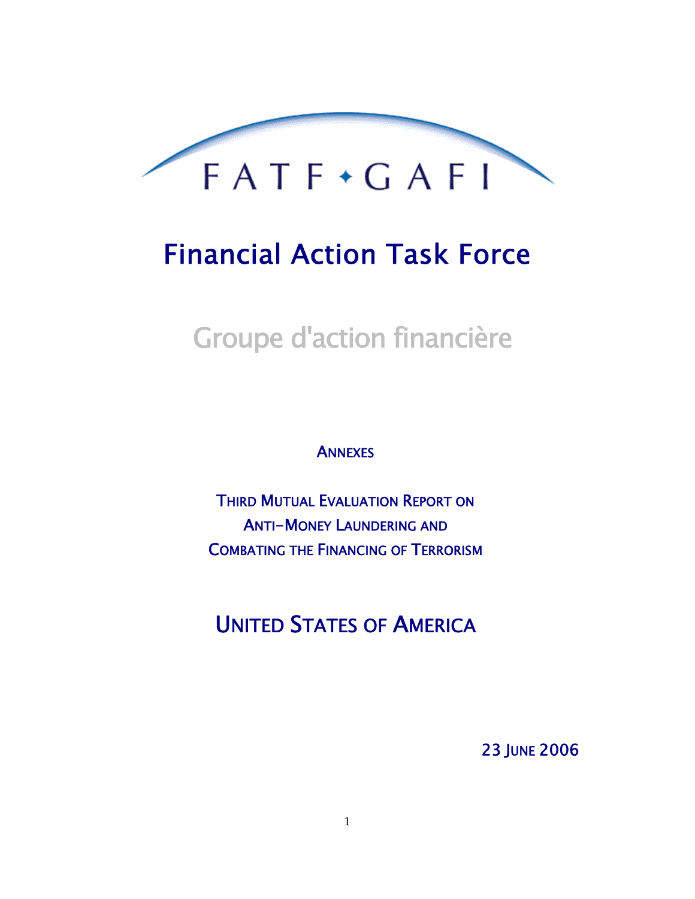FATF • GAFI

# Financial Action Task Force

## Groupe d'action financière

ANNEXES

THIRD MUTUAL EVALUATION REPORT ON
ANTI-MONEY LAUNDERING AND
COMBATING THE FINANCING OF TERRORISM

## UNITED STATES OF AMERICA

23 JUNE 2006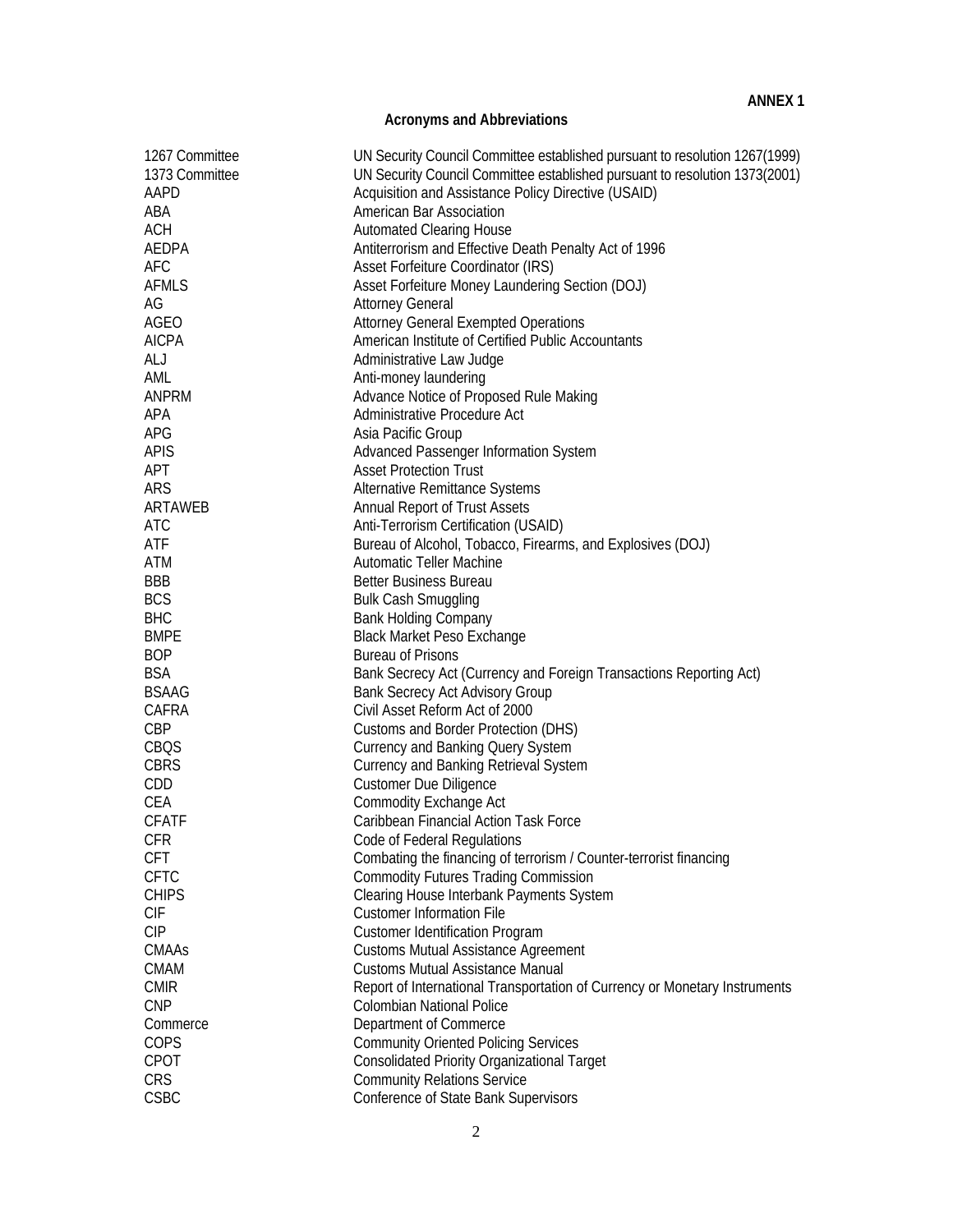**ANNEX 1**

## Acronyms and Abbreviations

| | |
|---|---|
| 1267 Committee | UN Security Council Committee established pursuant to resolution 1267(1999) |
| 1373 Committee | UN Security Council Committee established pursuant to resolution 1373(2001) |
| AAPD | Acquisition and Assistance Policy Directive (USAID) |
| ABA | American Bar Association |
| ACH | Automated Clearing House |
| AEDPA | Antiterrorism and Effective Death Penalty Act of 1996 |
| AFC | Asset Forfeiture Coordinator (IRS) |
| AFMLS | Asset Forfeiture Money Laundering Section (DOJ) |
| AG | Attorney General |
| AGEO | Attorney General Exempted Operations |
| AICPA | American Institute of Certified Public Accountants |
| ALJ | Administrative Law Judge |
| AML | Anti-money laundering |
| ANPRM | Advance Notice of Proposed Rule Making |
| APA | Administrative Procedure Act |
| APG | Asia Pacific Group |
| APIS | Advanced Passenger Information System |
| APT | Asset Protection Trust |
| ARS | Alternative Remittance Systems |
| ARTAWEB | Annual Report of Trust Assets |
| ATC | Anti-Terrorism Certification (USAID) |
| ATF | Bureau of Alcohol, Tobacco, Firearms, and Explosives (DOJ) |
| ATM | Automatic Teller Machine |
| BBB | Better Business Bureau |
| BCS | Bulk Cash Smuggling |
| BHC | Bank Holding Company |
| BMPE | Black Market Peso Exchange |
| BOP | Bureau of Prisons |
| BSA | Bank Secrecy Act (Currency and Foreign Transactions Reporting Act) |
| BSAAG | Bank Secrecy Act Advisory Group |
| CAFRA | Civil Asset Reform Act of 2000 |
| CBP | Customs and Border Protection (DHS) |
| CBQS | Currency and Banking Query System |
| CBRS | Currency and Banking Retrieval System |
| CDD | Customer Due Diligence |
| CEA | Commodity Exchange Act |
| CFATF | Caribbean Financial Action Task Force |
| CFR | Code of Federal Regulations |
| CFT | Combating the financing of terrorism / Counter-terrorist financing |
| CFTC | Commodity Futures Trading Commission |
| CHIPS | Clearing House Interbank Payments System |
| CIF | Customer Information File |
| CIP | Customer Identification Program |
| CMAAs | Customs Mutual Assistance Agreement |
| CMAM | Customs Mutual Assistance Manual |
| CMIR | Report of International Transportation of Currency or Monetary Instruments |
| CNP | Colombian National Police |
| Commerce | Department of Commerce |
| COPS | Community Oriented Policing Services |
| CPOT | Consolidated Priority Organizational Target |
| CRS | Community Relations Service |
| CSBC | Conference of State Bank Supervisors |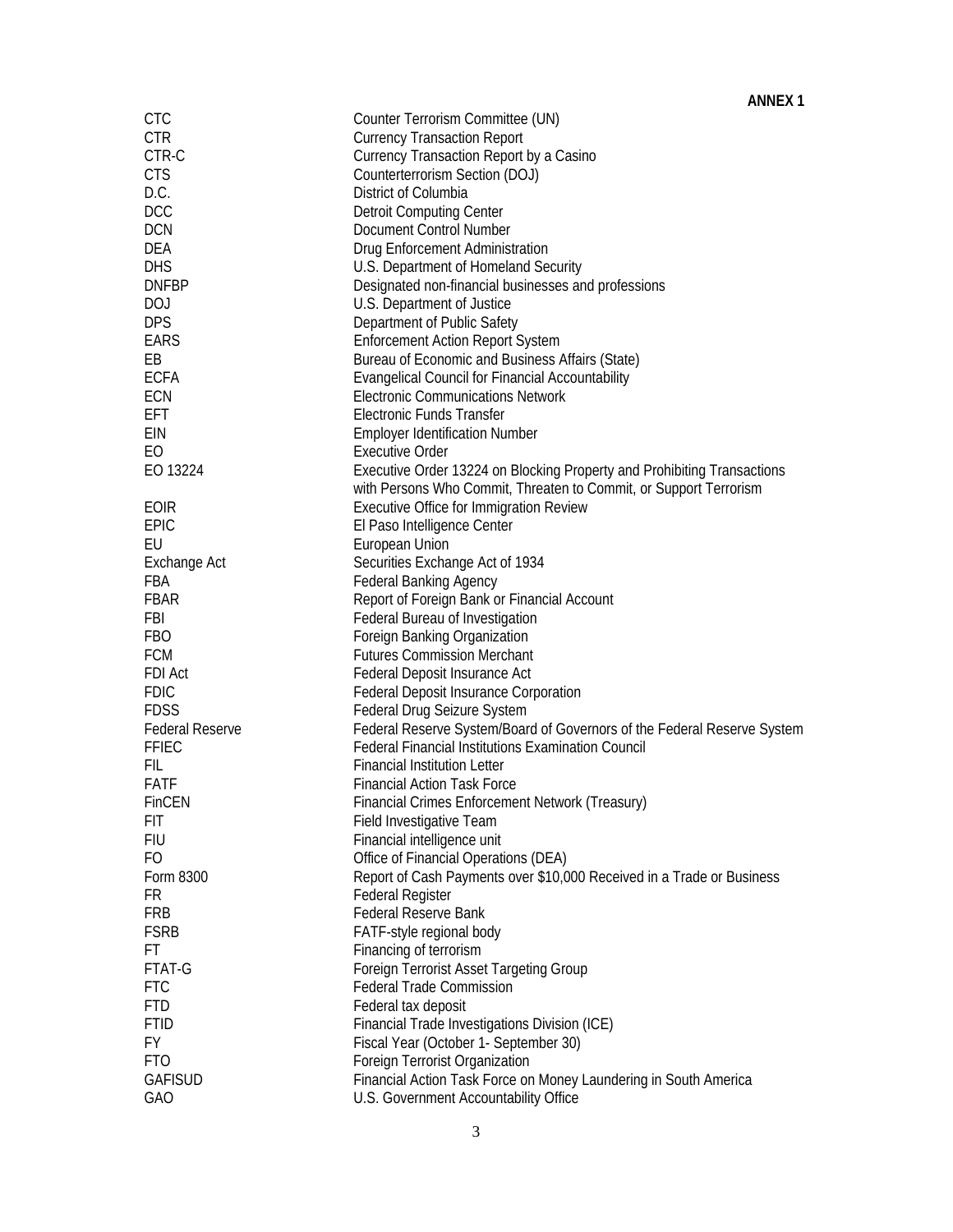**ANNEX 1**

| | |
|---|---|
| CTC | Counter Terrorism Committee (UN) |
| CTR | Currency Transaction Report |
| CTR-C | Currency Transaction Report by a Casino |
| CTS | Counterterrorism Section (DOJ) |
| D.C. | District of Columbia |
| DCC | Detroit Computing Center |
| DCN | Document Control Number |
| DEA | Drug Enforcement Administration |
| DHS | U.S. Department of Homeland Security |
| DNFBP | Designated non-financial businesses and professions |
| DOJ | U.S. Department of Justice |
| DPS | Department of Public Safety |
| EARS | Enforcement Action Report System |
| EB | Bureau of Economic and Business Affairs (State) |
| ECFA | Evangelical Council for Financial Accountability |
| ECN | Electronic Communications Network |
| EFT | Electronic Funds Transfer |
| EIN | Employer Identification Number |
| EO | Executive Order |
| EO 13224 | Executive Order 13224 on Blocking Property and Prohibiting Transactions with Persons Who Commit, Threaten to Commit, or Support Terrorism |
| EOIR | Executive Office for Immigration Review |
| EPIC | El Paso Intelligence Center |
| EU | European Union |
| Exchange Act | Securities Exchange Act of 1934 |
| FBA | Federal Banking Agency |
| FBAR | Report of Foreign Bank or Financial Account |
| FBI | Federal Bureau of Investigation |
| FBO | Foreign Banking Organization |
| FCM | Futures Commission Merchant |
| FDI Act | Federal Deposit Insurance Act |
| FDIC | Federal Deposit Insurance Corporation |
| FDSS | Federal Drug Seizure System |
| Federal Reserve | Federal Reserve System/Board of Governors of the Federal Reserve System |
| FFIEC | Federal Financial Institutions Examination Council |
| FIL | Financial Institution Letter |
| FATF | Financial Action Task Force |
| FinCEN | Financial Crimes Enforcement Network (Treasury) |
| FIT | Field Investigative Team |
| FIU | Financial intelligence unit |
| FO | Office of Financial Operations (DEA) |
| Form 8300 | Report of Cash Payments over $10,000 Received in a Trade or Business |
| FR | Federal Register |
| FRB | Federal Reserve Bank |
| FSRB | FATF-style regional body |
| FT | Financing of terrorism |
| FTAT-G | Foreign Terrorist Asset Targeting Group |
| FTC | Federal Trade Commission |
| FTD | Federal tax deposit |
| FTID | Financial Trade Investigations Division (ICE) |
| FY | Fiscal Year (October 1- September 30) |
| FTO | Foreign Terrorist Organization |
| GAFISUD | Financial Action Task Force on Money Laundering in South America |
| GAO | U.S. Government Accountability Office |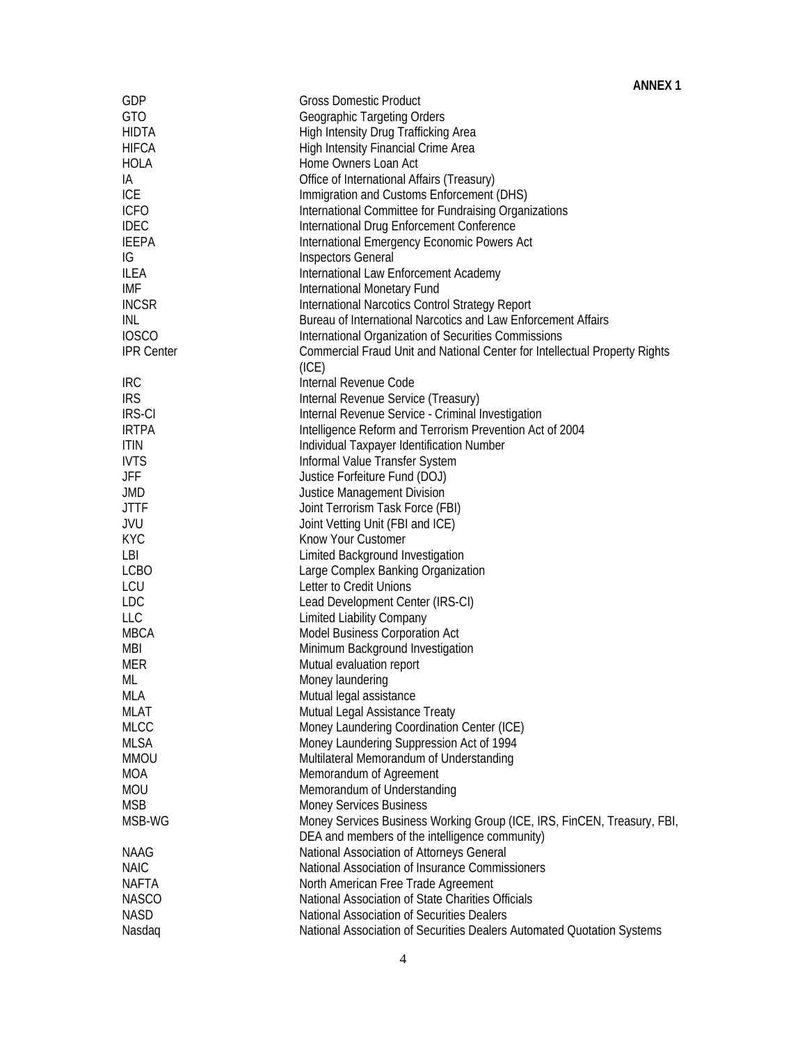**ANNEX 1**

| | |
|---|---|
| GDP | Gross Domestic Product |
| GTO | Geographic Targeting Orders |
| HIDTA | High Intensity Drug Trafficking Area |
| HIFCA | High Intensity Financial Crime Area |
| HOLA | Home Owners Loan Act |
| IA | Office of International Affairs (Treasury) |
| ICE | Immigration and Customs Enforcement (DHS) |
| ICFO | International Committee for Fundraising Organizations |
| IDEC | International Drug Enforcement Conference |
| IEEPA | International Emergency Economic Powers Act |
| IG | Inspectors General |
| ILEA | International Law Enforcement Academy |
| IMF | International Monetary Fund |
| INCSR | International Narcotics Control Strategy Report |
| INL | Bureau of International Narcotics and Law Enforcement Affairs |
| IOSCO | International Organization of Securities Commissions |
| IPR Center | Commercial Fraud Unit and National Center for Intellectual Property Rights (ICE) |
| IRC | Internal Revenue Code |
| IRS | Internal Revenue Service (Treasury) |
| IRS-CI | Internal Revenue Service - Criminal Investigation |
| IRTPA | Intelligence Reform and Terrorism Prevention Act of 2004 |
| ITIN | Individual Taxpayer Identification Number |
| IVTS | Informal Value Transfer System |
| JFF | Justice Forfeiture Fund (DOJ) |
| JMD | Justice Management Division |
| JTTF | Joint Terrorism Task Force (FBI) |
| JVU | Joint Vetting Unit (FBI and ICE) |
| KYC | Know Your Customer |
| LBI | Limited Background Investigation |
| LCBO | Large Complex Banking Organization |
| LCU | Letter to Credit Unions |
| LDC | Lead Development Center (IRS-CI) |
| LLC | Limited Liability Company |
| MBCA | Model Business Corporation Act |
| MBI | Minimum Background Investigation |
| MER | Mutual evaluation report |
| ML | Money laundering |
| MLA | Mutual legal assistance |
| MLAT | Mutual Legal Assistance Treaty |
| MLCC | Money Laundering Coordination Center (ICE) |
| MLSA | Money Laundering Suppression Act of 1994 |
| MMOU | Multilateral Memorandum of Understanding |
| MOA | Memorandum of Agreement |
| MOU | Memorandum of Understanding |
| MSB | Money Services Business |
| MSB-WG | Money Services Business Working Group (ICE, IRS, FinCEN, Treasury, FBI, DEA and members of the intelligence community) |
| NAAG | National Association of Attorneys General |
| NAIC | National Association of Insurance Commissioners |
| NAFTA | North American Free Trade Agreement |
| NASCO | National Association of State Charities Officials |
| NASD | National Association of Securities Dealers |
| Nasdaq | National Association of Securities Dealers Automated Quotation Systems |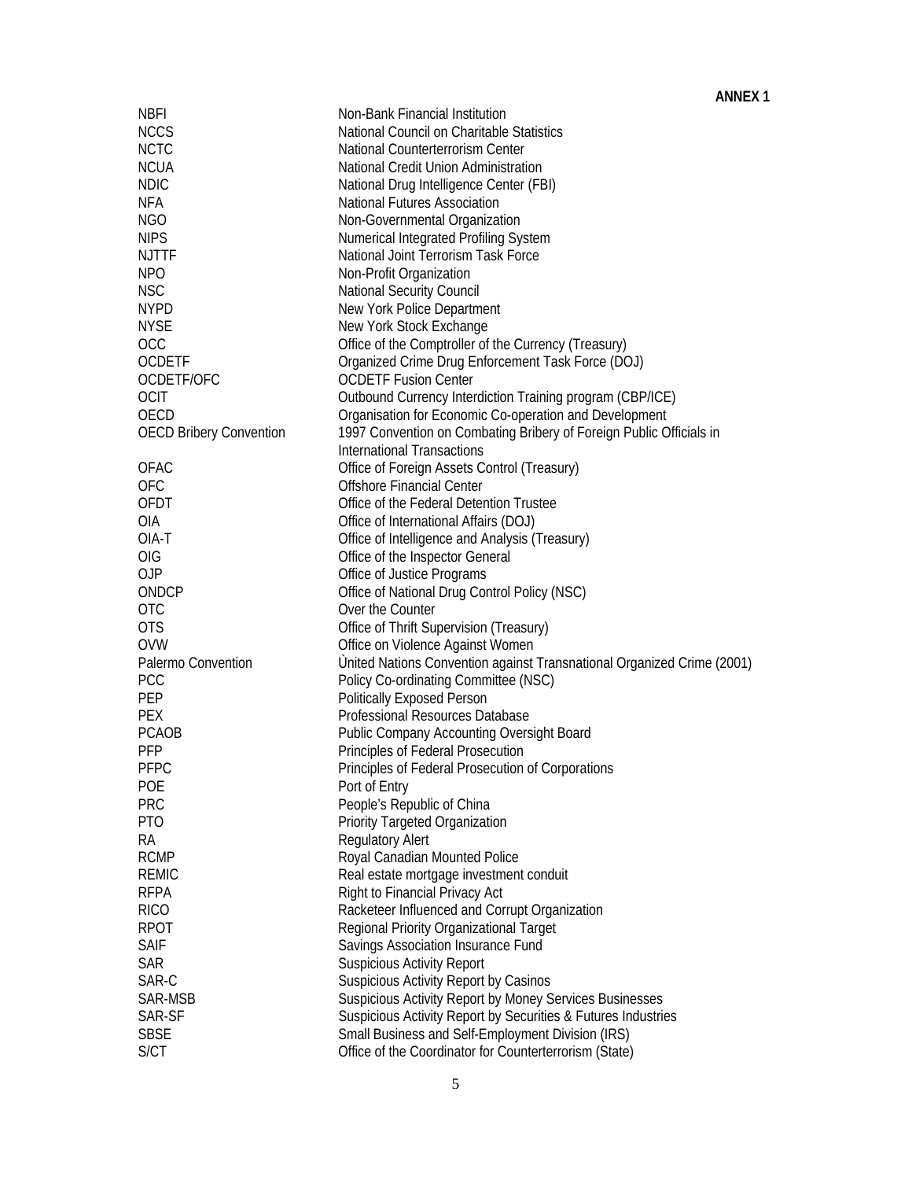**ANNEX 1**

| | |
|---|---|
| NBFI | Non-Bank Financial Institution |
| NCCS | National Council on Charitable Statistics |
| NCTC | National Counterterrorism Center |
| NCUA | National Credit Union Administration |
| NDIC | National Drug Intelligence Center (FBI) |
| NFA | National Futures Association |
| NGO | Non-Governmental Organization |
| NIPS | Numerical Integrated Profiling System |
| NJTTF | National Joint Terrorism Task Force |
| NPO | Non-Profit Organization |
| NSC | National Security Council |
| NYPD | New York Police Department |
| NYSE | New York Stock Exchange |
| OCC | Office of the Comptroller of the Currency (Treasury) |
| OCDETF | Organized Crime Drug Enforcement Task Force (DOJ) |
| OCDETF/OFC | OCDETF Fusion Center |
| OCIT | Outbound Currency Interdiction Training program (CBP/ICE) |
| OECD | Organisation for Economic Co-operation and Development |
| OECD Bribery Convention | 1997 Convention on Combating Bribery of Foreign Public Officials in International Transactions |
| OFAC | Office of Foreign Assets Control (Treasury) |
| OFC | Offshore Financial Center |
| OFDT | Office of the Federal Detention Trustee |
| OIA | Office of International Affairs (DOJ) |
| OIA-T | Office of Intelligence and Analysis (Treasury) |
| OIG | Office of the Inspector General |
| OJP | Office of Justice Programs |
| ONDCP | Office of National Drug Control Policy (NSC) |
| OTC | Over the Counter |
| OTS | Office of Thrift Supervision (Treasury) |
| OVW | Office on Violence Against Women |
| Palermo Convention | United Nations Convention against Transnational Organized Crime (2001) |
| PCC | Policy Co-ordinating Committee (NSC) |
| PEP | Politically Exposed Person |
| PEX | Professional Resources Database |
| PCAOB | Public Company Accounting Oversight Board |
| PFP | Principles of Federal Prosecution |
| PFPC | Principles of Federal Prosecution of Corporations |
| POE | Port of Entry |
| PRC | People's Republic of China |
| PTO | Priority Targeted Organization |
| RA | Regulatory Alert |
| RCMP | Royal Canadian Mounted Police |
| REMIC | Real estate mortgage investment conduit |
| RFPA | Right to Financial Privacy Act |
| RICO | Racketeer Influenced and Corrupt Organization |
| RPOT | Regional Priority Organizational Target |
| SAIF | Savings Association Insurance Fund |
| SAR | Suspicious Activity Report |
| SAR-C | Suspicious Activity Report by Casinos |
| SAR-MSB | Suspicious Activity Report by Money Services Businesses |
| SAR-SF | Suspicious Activity Report by Securities & Futures Industries |
| SBSE | Small Business and Self-Employment Division (IRS) |
| S/CT | Office of the Coordinator for Counterterrorism (State) |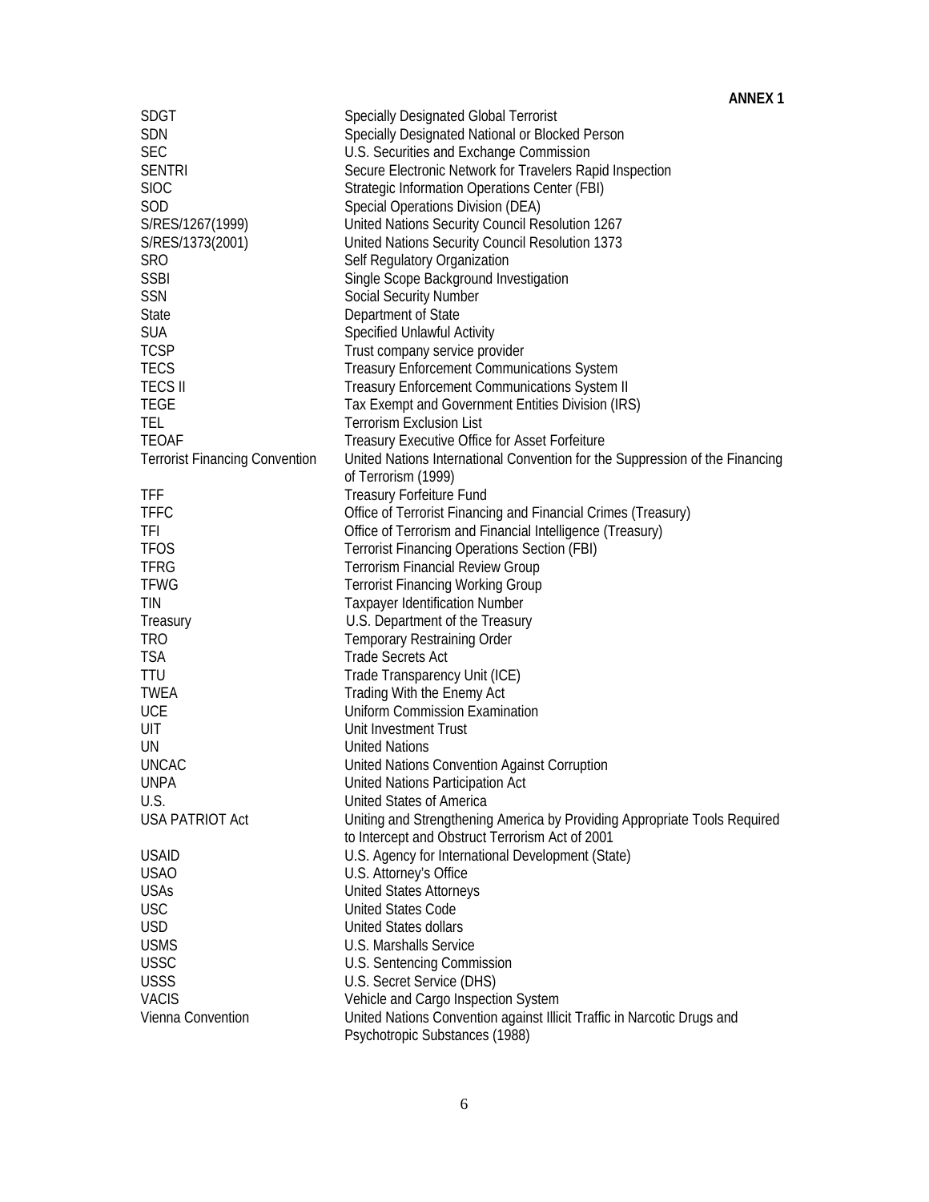**ANNEX 1**

| | |
|---|---|
| SDGT | Specially Designated Global Terrorist |
| SDN | Specially Designated National or Blocked Person |
| SEC | U.S. Securities and Exchange Commission |
| SENTRI | Secure Electronic Network for Travelers Rapid Inspection |
| SIOC | Strategic Information Operations Center (FBI) |
| SOD | Special Operations Division (DEA) |
| S/RES/1267(1999) | United Nations Security Council Resolution 1267 |
| S/RES/1373(2001) | United Nations Security Council Resolution 1373 |
| SRO | Self Regulatory Organization |
| SSBI | Single Scope Background Investigation |
| SSN | Social Security Number |
| State | Department of State |
| SUA | Specified Unlawful Activity |
| TCSP | Trust company service provider |
| TECS | Treasury Enforcement Communications System |
| TECS II | Treasury Enforcement Communications System II |
| TEGE | Tax Exempt and Government Entities Division (IRS) |
| TEL | Terrorism Exclusion List |
| TEOAF | Treasury Executive Office for Asset Forfeiture |
| Terrorist Financing Convention | United Nations International Convention for the Suppression of the Financing of Terrorism (1999) |
| TFF | Treasury Forfeiture Fund |
| TFFC | Office of Terrorist Financing and Financial Crimes (Treasury) |
| TFI | Office of Terrorism and Financial Intelligence (Treasury) |
| TFOS | Terrorist Financing Operations Section (FBI) |
| TFRG | Terrorism Financial Review Group |
| TFWG | Terrorist Financing Working Group |
| TIN | Taxpayer Identification Number |
| Treasury | U.S. Department of the Treasury |
| TRO | Temporary Restraining Order |
| TSA | Trade Secrets Act |
| TTU | Trade Transparency Unit (ICE) |
| TWEA | Trading With the Enemy Act |
| UCE | Uniform Commission Examination |
| UIT | Unit Investment Trust |
| UN | United Nations |
| UNCAC | United Nations Convention Against Corruption |
| UNPA | United Nations Participation Act |
| U.S. | United States of America |
| USA PATRIOT Act | Uniting and Strengthening America by Providing Appropriate Tools Required to Intercept and Obstruct Terrorism Act of 2001 |
| USAID | U.S. Agency for International Development (State) |
| USAO | U.S. Attorney's Office |
| USAs | United States Attorneys |
| USC | United States Code |
| USD | United States dollars |
| USMS | U.S. Marshalls Service |
| USSC | U.S. Sentencing Commission |
| USSS | U.S. Secret Service (DHS) |
| VACIS | Vehicle and Cargo Inspection System |
| Vienna Convention | United Nations Convention against Illicit Traffic in Narcotic Drugs and Psychotropic Substances (1988) |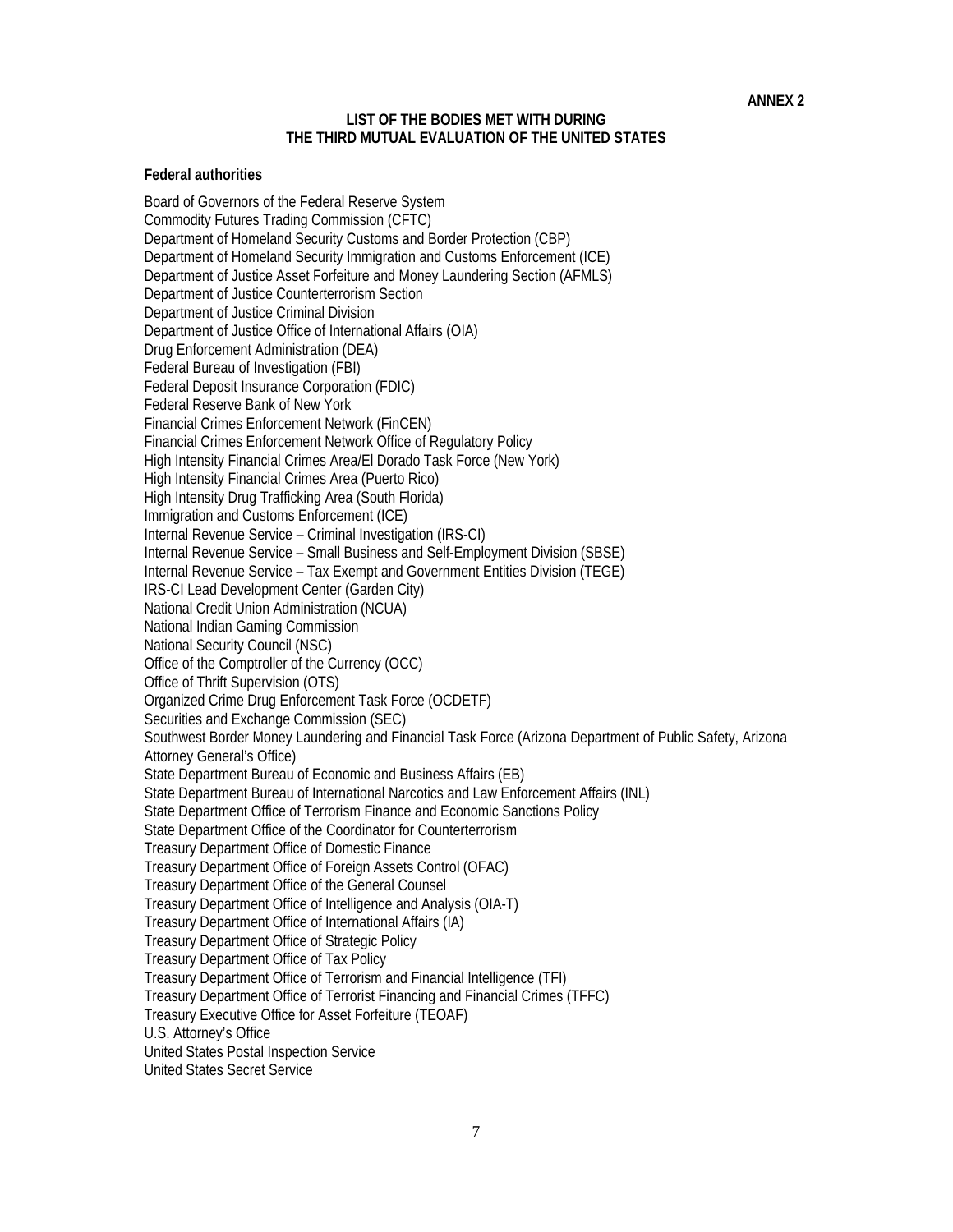**ANNEX 2**

# LIST OF THE BODIES MET WITH DURING THE THIRD MUTUAL EVALUATION OF THE UNITED STATES

**Federal authorities**

Board of Governors of the Federal Reserve System
Commodity Futures Trading Commission (CFTC)
Department of Homeland Security Customs and Border Protection (CBP)
Department of Homeland Security Immigration and Customs Enforcement (ICE)
Department of Justice Asset Forfeiture and Money Laundering Section (AFMLS)
Department of Justice Counterterrorism Section
Department of Justice Criminal Division
Department of Justice Office of International Affairs (OIA)
Drug Enforcement Administration (DEA)
Federal Bureau of Investigation (FBI)
Federal Deposit Insurance Corporation (FDIC)
Federal Reserve Bank of New York
Financial Crimes Enforcement Network (FinCEN)
Financial Crimes Enforcement Network Office of Regulatory Policy
High Intensity Financial Crimes Area/El Dorado Task Force (New York)
High Intensity Financial Crimes Area (Puerto Rico)
High Intensity Drug Trafficking Area (South Florida)
Immigration and Customs Enforcement (ICE)
Internal Revenue Service – Criminal Investigation (IRS-CI)
Internal Revenue Service – Small Business and Self-Employment Division (SBSE)
Internal Revenue Service – Tax Exempt and Government Entities Division (TEGE)
IRS-CI Lead Development Center (Garden City)
National Credit Union Administration (NCUA)
National Indian Gaming Commission
National Security Council (NSC)
Office of the Comptroller of the Currency (OCC)
Office of Thrift Supervision (OTS)
Organized Crime Drug Enforcement Task Force (OCDETF)
Securities and Exchange Commission (SEC)
Southwest Border Money Laundering and Financial Task Force (Arizona Department of Public Safety, Arizona Attorney General's Office)
State Department Bureau of Economic and Business Affairs (EB)
State Department Bureau of International Narcotics and Law Enforcement Affairs (INL)
State Department Office of Terrorism Finance and Economic Sanctions Policy
State Department Office of the Coordinator for Counterterrorism
Treasury Department Office of Domestic Finance
Treasury Department Office of Foreign Assets Control (OFAC)
Treasury Department Office of the General Counsel
Treasury Department Office of Intelligence and Analysis (OIA-T)
Treasury Department Office of International Affairs (IA)
Treasury Department Office of Strategic Policy
Treasury Department Office of Tax Policy
Treasury Department Office of Terrorism and Financial Intelligence (TFI)
Treasury Department Office of Terrorist Financing and Financial Crimes (TFFC)
Treasury Executive Office for Asset Forfeiture (TEOAF)
U.S. Attorney's Office
United States Postal Inspection Service
United States Secret Service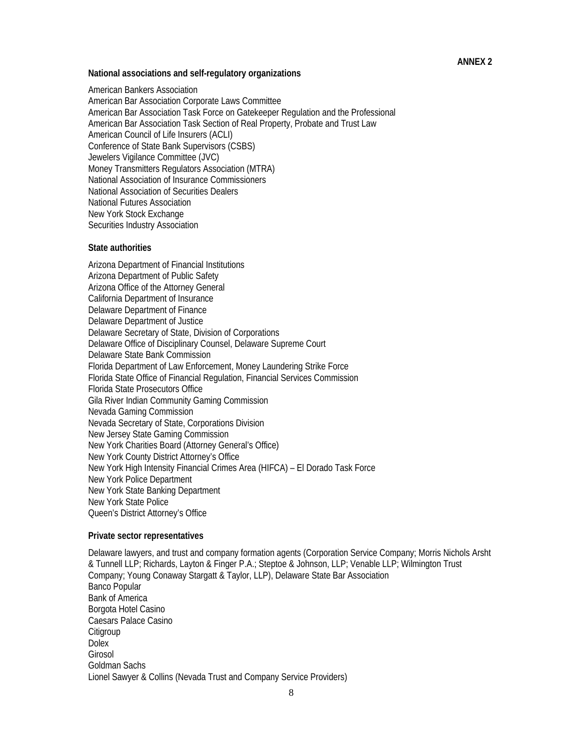**ANNEX 2**

**National associations and self-regulatory organizations**

American Bankers Association
American Bar Association Corporate Laws Committee
American Bar Association Task Force on Gatekeeper Regulation and the Professional
American Bar Association Task Section of Real Property, Probate and Trust Law
American Council of Life Insurers (ACLI)
Conference of State Bank Supervisors (CSBS)
Jewelers Vigilance Committee (JVC)
Money Transmitters Regulators Association (MTRA)
National Association of Insurance Commissioners
National Association of Securities Dealers
National Futures Association
New York Stock Exchange
Securities Industry Association

**State authorities**

Arizona Department of Financial Institutions
Arizona Department of Public Safety
Arizona Office of the Attorney General
California Department of Insurance
Delaware Department of Finance
Delaware Department of Justice
Delaware Secretary of State, Division of Corporations
Delaware Office of Disciplinary Counsel, Delaware Supreme Court
Delaware State Bank Commission
Florida Department of Law Enforcement, Money Laundering Strike Force
Florida State Office of Financial Regulation, Financial Services Commission
Florida State Prosecutors Office
Gila River Indian Community Gaming Commission
Nevada Gaming Commission
Nevada Secretary of State, Corporations Division
New Jersey State Gaming Commission
New York Charities Board (Attorney General's Office)
New York County District Attorney's Office
New York High Intensity Financial Crimes Area (HIFCA) – El Dorado Task Force
New York Police Department
New York State Banking Department
New York State Police
Queen's District Attorney's Office

**Private sector representatives**

Delaware lawyers, and trust and company formation agents (Corporation Service Company; Morris Nichols Arsht & Tunnell LLP; Richards, Layton & Finger P.A.; Steptoe & Johnson, LLP; Venable LLP; Wilmington Trust Company; Young Conaway Stargatt & Taylor, LLP), Delaware State Bar Association
Banco Popular
Bank of America
Borgota Hotel Casino
Caesars Palace Casino
Citigroup
Dolex
Girosol
Goldman Sachs
Lionel Sawyer & Collins (Nevada Trust and Company Service Providers)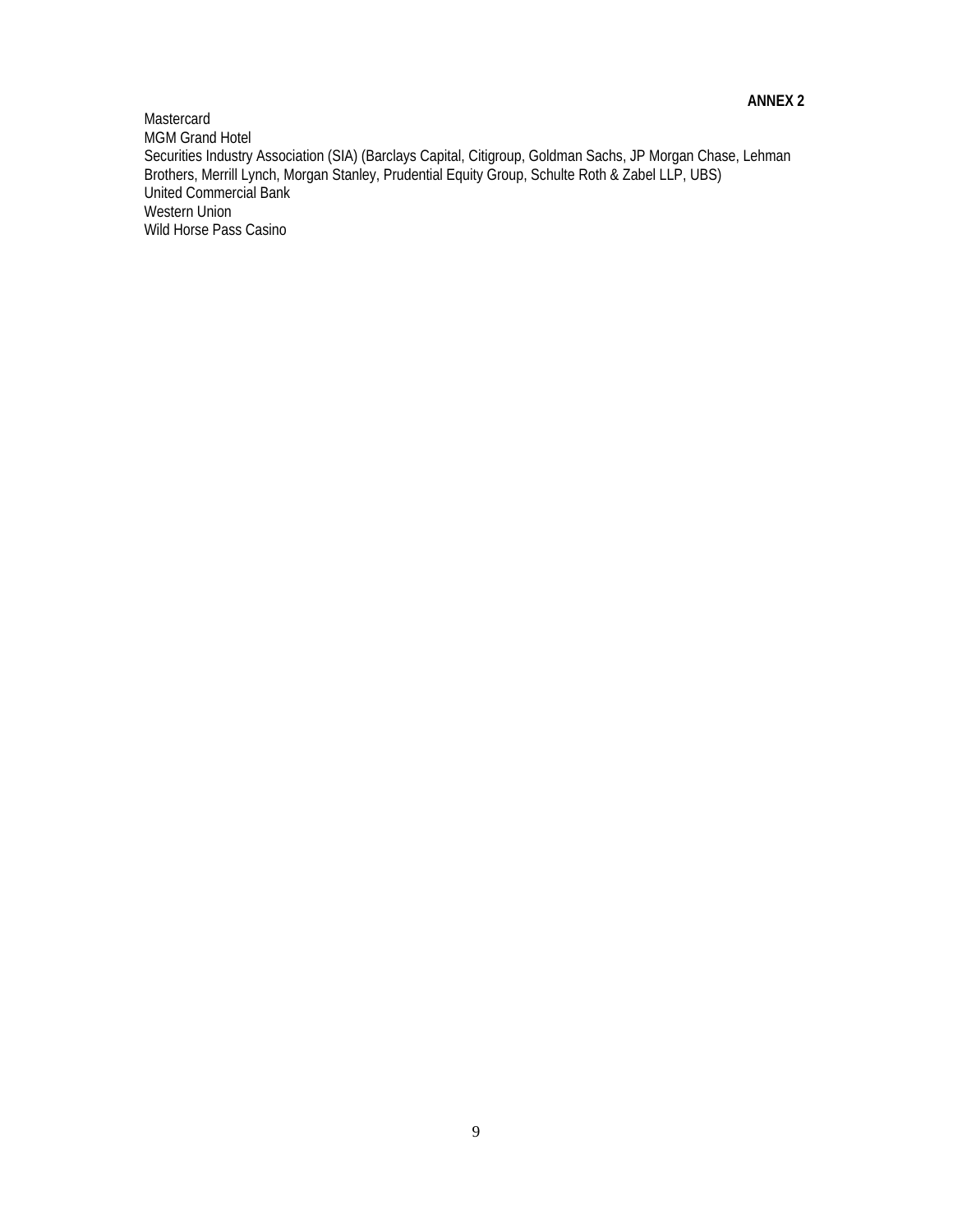**ANNEX 2**

Mastercard
MGM Grand Hotel
Securities Industry Association (SIA) (Barclays Capital, Citigroup, Goldman Sachs, JP Morgan Chase, Lehman Brothers, Merrill Lynch, Morgan Stanley, Prudential Equity Group, Schulte Roth & Zabel LLP, UBS)
United Commercial Bank
Western Union
Wild Horse Pass Casino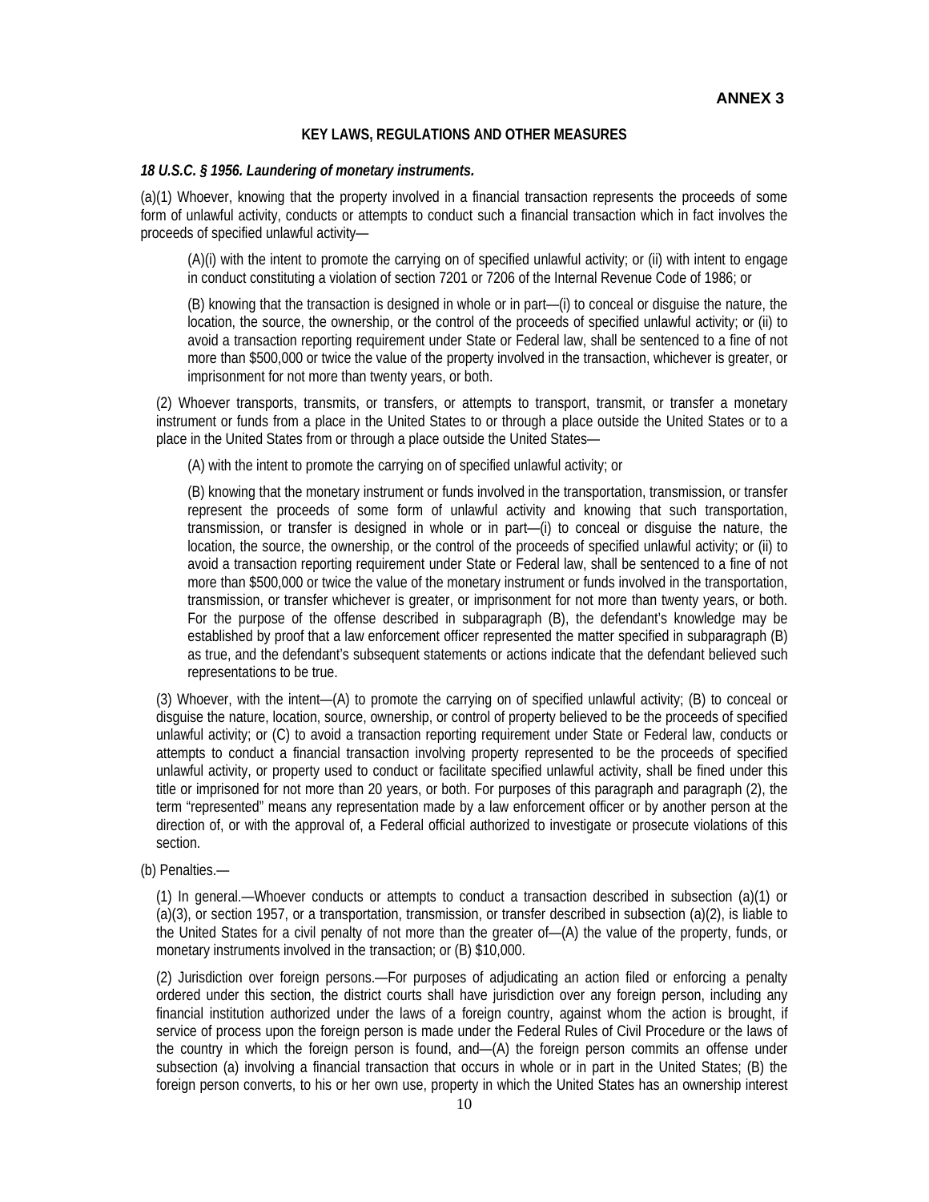**ANNEX 3**

**KEY LAWS, REGULATIONS AND OTHER MEASURES**

***18 U.S.C. § 1956. Laundering of monetary instruments.***

(a)(1) Whoever, knowing that the property involved in a financial transaction represents the proceeds of some form of unlawful activity, conducts or attempts to conduct such a financial transaction which in fact involves the proceeds of specified unlawful activity—

(A)(i) with the intent to promote the carrying on of specified unlawful activity; or (ii) with intent to engage in conduct constituting a violation of section 7201 or 7206 of the Internal Revenue Code of 1986; or

(B) knowing that the transaction is designed in whole or in part—(i) to conceal or disguise the nature, the location, the source, the ownership, or the control of the proceeds of specified unlawful activity; or (ii) to avoid a transaction reporting requirement under State or Federal law, shall be sentenced to a fine of not more than $500,000 or twice the value of the property involved in the transaction, whichever is greater, or imprisonment for not more than twenty years, or both.

(2) Whoever transports, transmits, or transfers, or attempts to transport, transmit, or transfer a monetary instrument or funds from a place in the United States to or through a place outside the United States or to a place in the United States from or through a place outside the United States—

(A) with the intent to promote the carrying on of specified unlawful activity; or

(B) knowing that the monetary instrument or funds involved in the transportation, transmission, or transfer represent the proceeds of some form of unlawful activity and knowing that such transportation, transmission, or transfer is designed in whole or in part—(i) to conceal or disguise the nature, the location, the source, the ownership, or the control of the proceeds of specified unlawful activity; or (ii) to avoid a transaction reporting requirement under State or Federal law, shall be sentenced to a fine of not more than $500,000 or twice the value of the monetary instrument or funds involved in the transportation, transmission, or transfer whichever is greater, or imprisonment for not more than twenty years, or both. For the purpose of the offense described in subparagraph (B), the defendant's knowledge may be established by proof that a law enforcement officer represented the matter specified in subparagraph (B) as true, and the defendant's subsequent statements or actions indicate that the defendant believed such representations to be true.

(3) Whoever, with the intent—(A) to promote the carrying on of specified unlawful activity; (B) to conceal or disguise the nature, location, source, ownership, or control of property believed to be the proceeds of specified unlawful activity; or (C) to avoid a transaction reporting requirement under State or Federal law, conducts or attempts to conduct a financial transaction involving property represented to be the proceeds of specified unlawful activity, or property used to conduct or facilitate specified unlawful activity, shall be fined under this title or imprisoned for not more than 20 years, or both. For purposes of this paragraph and paragraph (2), the term "represented" means any representation made by a law enforcement officer or by another person at the direction of, or with the approval of, a Federal official authorized to investigate or prosecute violations of this section.

(b) Penalties.—

(1) In general.—Whoever conducts or attempts to conduct a transaction described in subsection (a)(1) or (a)(3), or section 1957, or a transportation, transmission, or transfer described in subsection (a)(2), is liable to the United States for a civil penalty of not more than the greater of—(A) the value of the property, funds, or monetary instruments involved in the transaction; or (B) $10,000.

(2) Jurisdiction over foreign persons.—For purposes of adjudicating an action filed or enforcing a penalty ordered under this section, the district courts shall have jurisdiction over any foreign person, including any financial institution authorized under the laws of a foreign country, against whom the action is brought, if service of process upon the foreign person is made under the Federal Rules of Civil Procedure or the laws of the country in which the foreign person is found, and—(A) the foreign person commits an offense under subsection (a) involving a financial transaction that occurs in whole or in part in the United States; (B) the foreign person converts, to his or her own use, property in which the United States has an ownership interest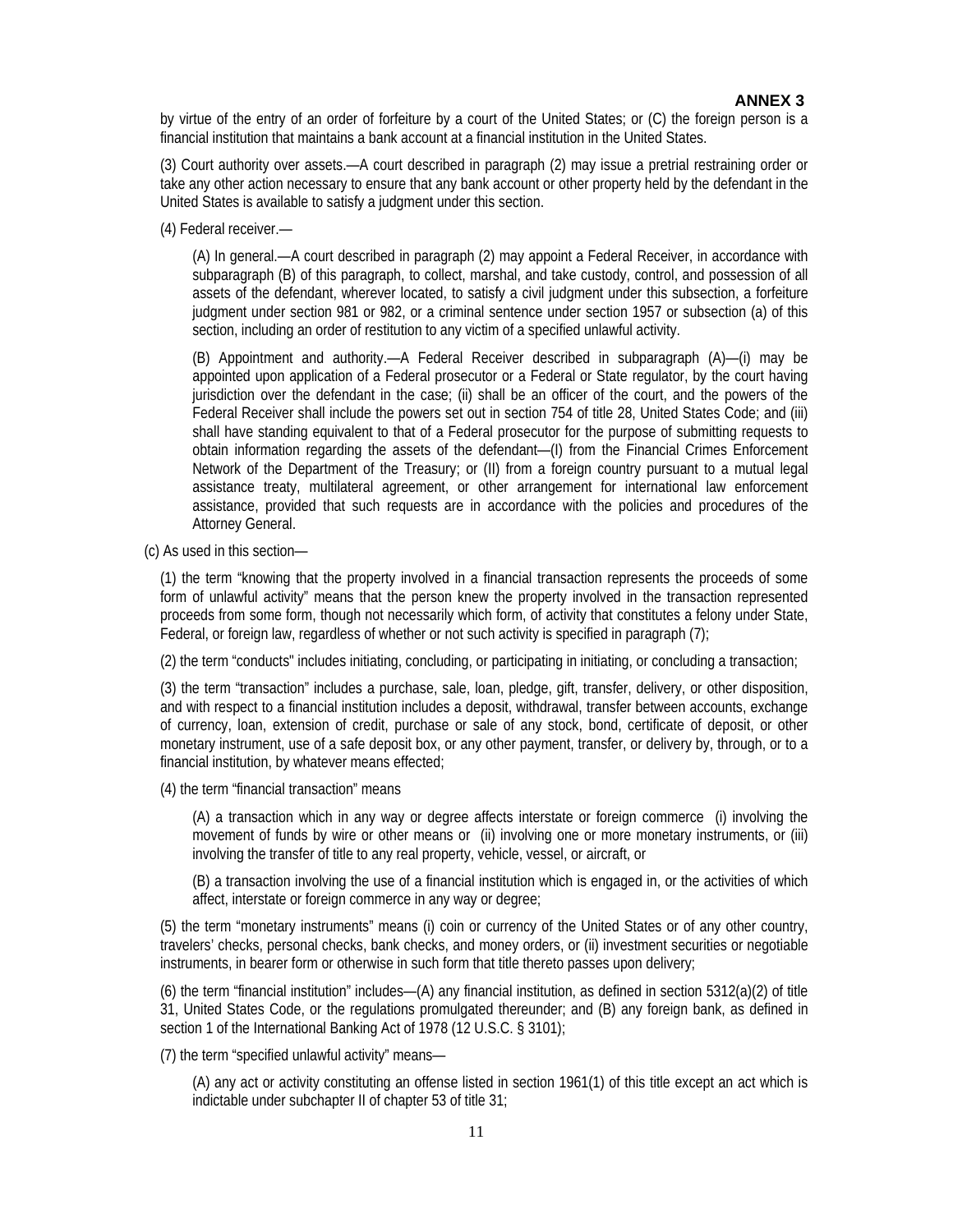**ANNEX 3**

by virtue of the entry of an order of forfeiture by a court of the United States; or (C) the foreign person is a financial institution that maintains a bank account at a financial institution in the United States.

(3) Court authority over assets.—A court described in paragraph (2) may issue a pretrial restraining order or take any other action necessary to ensure that any bank account or other property held by the defendant in the United States is available to satisfy a judgment under this section.

(4) Federal receiver.—

(A) In general.—A court described in paragraph (2) may appoint a Federal Receiver, in accordance with subparagraph (B) of this paragraph, to collect, marshal, and take custody, control, and possession of all assets of the defendant, wherever located, to satisfy a civil judgment under this subsection, a forfeiture judgment under section 981 or 982, or a criminal sentence under section 1957 or subsection (a) of this section, including an order of restitution to any victim of a specified unlawful activity.

(B) Appointment and authority.—A Federal Receiver described in subparagraph (A)—(i) may be appointed upon application of a Federal prosecutor or a Federal or State regulator, by the court having jurisdiction over the defendant in the case; (ii) shall be an officer of the court, and the powers of the Federal Receiver shall include the powers set out in section 754 of title 28, United States Code; and (iii) shall have standing equivalent to that of a Federal prosecutor for the purpose of submitting requests to obtain information regarding the assets of the defendant—(I) from the Financial Crimes Enforcement Network of the Department of the Treasury; or (II) from a foreign country pursuant to a mutual legal assistance treaty, multilateral agreement, or other arrangement for international law enforcement assistance, provided that such requests are in accordance with the policies and procedures of the Attorney General.

(c) As used in this section—

(1) the term "knowing that the property involved in a financial transaction represents the proceeds of some form of unlawful activity" means that the person knew the property involved in the transaction represented proceeds from some form, though not necessarily which form, of activity that constitutes a felony under State, Federal, or foreign law, regardless of whether or not such activity is specified in paragraph (7);

(2) the term "conducts" includes initiating, concluding, or participating in initiating, or concluding a transaction;

(3) the term "transaction" includes a purchase, sale, loan, pledge, gift, transfer, delivery, or other disposition, and with respect to a financial institution includes a deposit, withdrawal, transfer between accounts, exchange of currency, loan, extension of credit, purchase or sale of any stock, bond, certificate of deposit, or other monetary instrument, use of a safe deposit box, or any other payment, transfer, or delivery by, through, or to a financial institution, by whatever means effected;

(4) the term "financial transaction" means

(A) a transaction which in any way or degree affects interstate or foreign commerce (i) involving the movement of funds by wire or other means or (ii) involving one or more monetary instruments, or (iii) involving the transfer of title to any real property, vehicle, vessel, or aircraft, or

(B) a transaction involving the use of a financial institution which is engaged in, or the activities of which affect, interstate or foreign commerce in any way or degree;

(5) the term "monetary instruments" means (i) coin or currency of the United States or of any other country, travelers' checks, personal checks, bank checks, and money orders, or (ii) investment securities or negotiable instruments, in bearer form or otherwise in such form that title thereto passes upon delivery;

(6) the term "financial institution" includes—(A) any financial institution, as defined in section 5312(a)(2) of title 31, United States Code, or the regulations promulgated thereunder; and (B) any foreign bank, as defined in section 1 of the International Banking Act of 1978 (12 U.S.C. § 3101);

(7) the term "specified unlawful activity" means—

(A) any act or activity constituting an offense listed in section 1961(1) of this title except an act which is indictable under subchapter II of chapter 53 of title 31;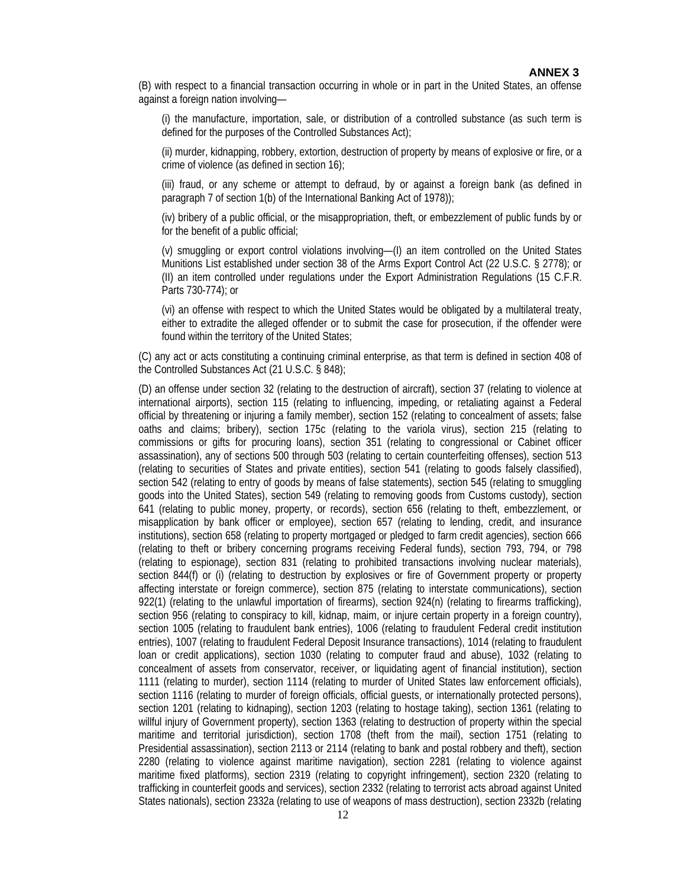**ANNEX 3**

(B) with respect to a financial transaction occurring in whole or in part in the United States, an offense against a foreign nation involving—

(i) the manufacture, importation, sale, or distribution of a controlled substance (as such term is defined for the purposes of the Controlled Substances Act);

(ii) murder, kidnapping, robbery, extortion, destruction of property by means of explosive or fire, or a crime of violence (as defined in section 16);

(iii) fraud, or any scheme or attempt to defraud, by or against a foreign bank (as defined in paragraph 7 of section 1(b) of the International Banking Act of 1978));

(iv) bribery of a public official, or the misappropriation, theft, or embezzlement of public funds by or for the benefit of a public official;

(v) smuggling or export control violations involving—(I) an item controlled on the United States Munitions List established under section 38 of the Arms Export Control Act (22 U.S.C. § 2778); or (II) an item controlled under regulations under the Export Administration Regulations (15 C.F.R. Parts 730-774); or

(vi) an offense with respect to which the United States would be obligated by a multilateral treaty, either to extradite the alleged offender or to submit the case for prosecution, if the offender were found within the territory of the United States;

(C) any act or acts constituting a continuing criminal enterprise, as that term is defined in section 408 of the Controlled Substances Act (21 U.S.C. § 848);

(D) an offense under section 32 (relating to the destruction of aircraft), section 37 (relating to violence at international airports), section 115 (relating to influencing, impeding, or retaliating against a Federal official by threatening or injuring a family member), section 152 (relating to concealment of assets; false oaths and claims; bribery), section 175c (relating to the variola virus), section 215 (relating to commissions or gifts for procuring loans), section 351 (relating to congressional or Cabinet officer assassination), any of sections 500 through 503 (relating to certain counterfeiting offenses), section 513 (relating to securities of States and private entities), section 541 (relating to goods falsely classified), section 542 (relating to entry of goods by means of false statements), section 545 (relating to smuggling goods into the United States), section 549 (relating to removing goods from Customs custody), section 641 (relating to public money, property, or records), section 656 (relating to theft, embezzlement, or misapplication by bank officer or employee), section 657 (relating to lending, credit, and insurance institutions), section 658 (relating to property mortgaged or pledged to farm credit agencies), section 666 (relating to theft or bribery concerning programs receiving Federal funds), section 793, 794, or 798 (relating to espionage), section 831 (relating to prohibited transactions involving nuclear materials), section 844(f) or (i) (relating to destruction by explosives or fire of Government property or property affecting interstate or foreign commerce), section 875 (relating to interstate communications), section 922(1) (relating to the unlawful importation of firearms), section 924(n) (relating to firearms trafficking), section 956 (relating to conspiracy to kill, kidnap, maim, or injure certain property in a foreign country), section 1005 (relating to fraudulent bank entries), 1006 (relating to fraudulent Federal credit institution entries), 1007 (relating to fraudulent Federal Deposit Insurance transactions), 1014 (relating to fraudulent loan or credit applications), section 1030 (relating to computer fraud and abuse), 1032 (relating to concealment of assets from conservator, receiver, or liquidating agent of financial institution), section 1111 (relating to murder), section 1114 (relating to murder of United States law enforcement officials), section 1116 (relating to murder of foreign officials, official guests, or internationally protected persons), section 1201 (relating to kidnaping), section 1203 (relating to hostage taking), section 1361 (relating to willful injury of Government property), section 1363 (relating to destruction of property within the special maritime and territorial jurisdiction), section 1708 (theft from the mail), section 1751 (relating to Presidential assassination), section 2113 or 2114 (relating to bank and postal robbery and theft), section 2280 (relating to violence against maritime navigation), section 2281 (relating to violence against maritime fixed platforms), section 2319 (relating to copyright infringement), section 2320 (relating to trafficking in counterfeit goods and services), section 2332 (relating to terrorist acts abroad against United States nationals), section 2332a (relating to use of weapons of mass destruction), section 2332b (relating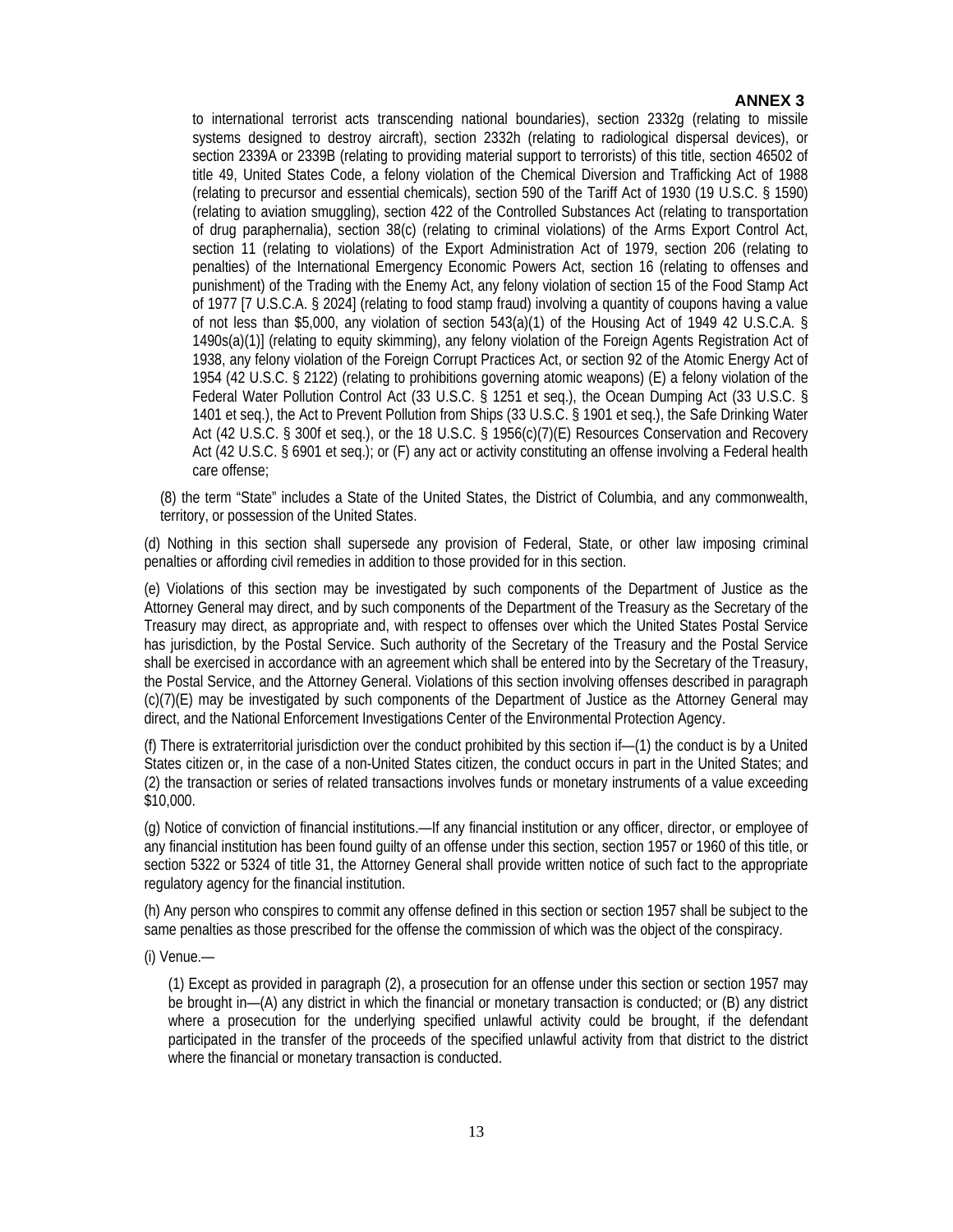to international terrorist acts transcending national boundaries), section 2332g (relating to missile systems designed to destroy aircraft), section 2332h (relating to radiological dispersal devices), or section 2339A or 2339B (relating to providing material support to terrorists) of this title, section 46502 of title 49, United States Code, a felony violation of the Chemical Diversion and Trafficking Act of 1988 (relating to precursor and essential chemicals), section 590 of the Tariff Act of 1930 (19 U.S.C. § 1590) (relating to aviation smuggling), section 422 of the Controlled Substances Act (relating to transportation of drug paraphernalia), section 38(c) (relating to criminal violations) of the Arms Export Control Act, section 11 (relating to violations) of the Export Administration Act of 1979, section 206 (relating to penalties) of the International Emergency Economic Powers Act, section 16 (relating to offenses and punishment) of the Trading with the Enemy Act, any felony violation of section 15 of the Food Stamp Act of 1977 [7 U.S.C.A. § 2024] (relating to food stamp fraud) involving a quantity of coupons having a value of not less than $5,000, any violation of section 543(a)(1) of the Housing Act of 1949 42 U.S.C.A. § 1490s(a)(1)] (relating to equity skimming), any felony violation of the Foreign Agents Registration Act of 1938, any felony violation of the Foreign Corrupt Practices Act, or section 92 of the Atomic Energy Act of 1954 (42 U.S.C. § 2122) (relating to prohibitions governing atomic weapons) (E) a felony violation of the Federal Water Pollution Control Act (33 U.S.C. § 1251 et seq.), the Ocean Dumping Act (33 U.S.C. § 1401 et seq.), the Act to Prevent Pollution from Ships (33 U.S.C. § 1901 et seq.), the Safe Drinking Water Act (42 U.S.C. § 300f et seq.), or the 18 U.S.C. § 1956(c)(7)(E) Resources Conservation and Recovery Act (42 U.S.C. § 6901 et seq.); or (F) any act or activity constituting an offense involving a Federal health care offense;

(8) the term "State" includes a State of the United States, the District of Columbia, and any commonwealth, territory, or possession of the United States.

(d) Nothing in this section shall supersede any provision of Federal, State, or other law imposing criminal penalties or affording civil remedies in addition to those provided for in this section.

(e) Violations of this section may be investigated by such components of the Department of Justice as the Attorney General may direct, and by such components of the Department of the Treasury as the Secretary of the Treasury may direct, as appropriate and, with respect to offenses over which the United States Postal Service has jurisdiction, by the Postal Service. Such authority of the Secretary of the Treasury and the Postal Service shall be exercised in accordance with an agreement which shall be entered into by the Secretary of the Treasury, the Postal Service, and the Attorney General. Violations of this section involving offenses described in paragraph (c)(7)(E) may be investigated by such components of the Department of Justice as the Attorney General may direct, and the National Enforcement Investigations Center of the Environmental Protection Agency.

(f) There is extraterritorial jurisdiction over the conduct prohibited by this section if—(1) the conduct is by a United States citizen or, in the case of a non-United States citizen, the conduct occurs in part in the United States; and (2) the transaction or series of related transactions involves funds or monetary instruments of a value exceeding $10,000.

(g) Notice of conviction of financial institutions.—If any financial institution or any officer, director, or employee of any financial institution has been found guilty of an offense under this section, section 1957 or 1960 of this title, or section 5322 or 5324 of title 31, the Attorney General shall provide written notice of such fact to the appropriate regulatory agency for the financial institution.

(h) Any person who conspires to commit any offense defined in this section or section 1957 shall be subject to the same penalties as those prescribed for the offense the commission of which was the object of the conspiracy.

(i) Venue.—

(1) Except as provided in paragraph (2), a prosecution for an offense under this section or section 1957 may be brought in—(A) any district in which the financial or monetary transaction is conducted; or (B) any district where a prosecution for the underlying specified unlawful activity could be brought, if the defendant participated in the transfer of the proceeds of the specified unlawful activity from that district to the district where the financial or monetary transaction is conducted.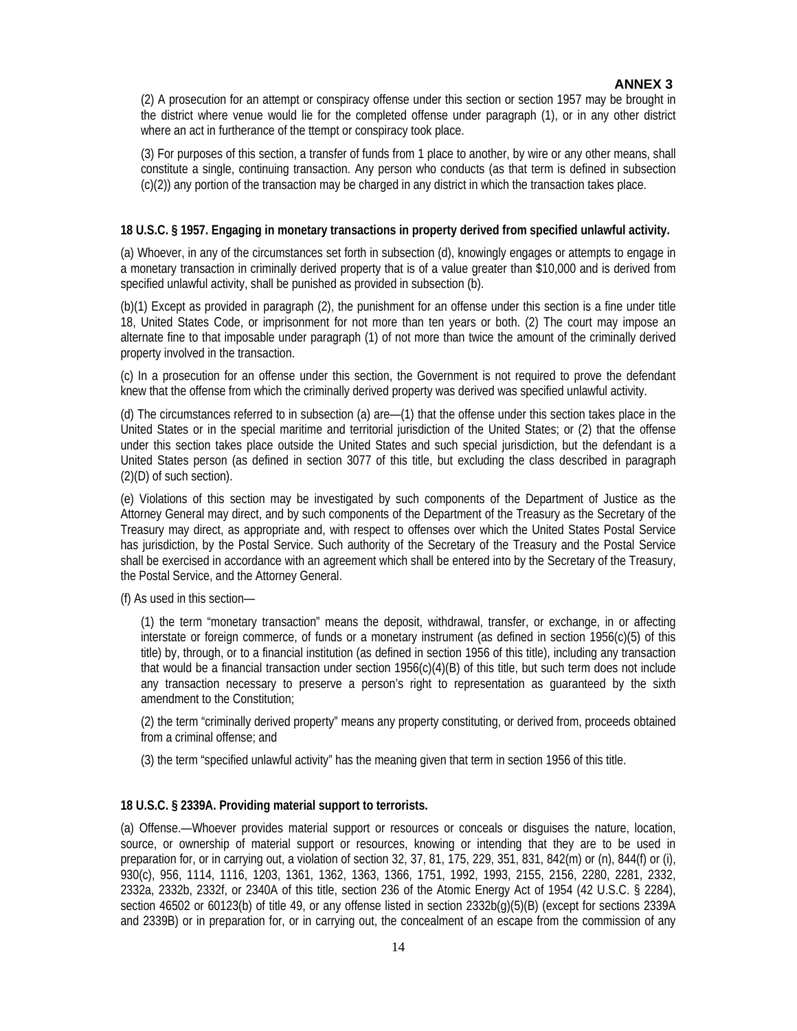(2) A prosecution for an attempt or conspiracy offense under this section or section 1957 may be brought in the district where venue would lie for the completed offense under paragraph (1), or in any other district where an act in furtherance of the ttempt or conspiracy took place.

(3) For purposes of this section, a transfer of funds from 1 place to another, by wire or any other means, shall constitute a single, continuing transaction. Any person who conducts (as that term is defined in subsection (c)(2)) any portion of the transaction may be charged in any district in which the transaction takes place.

**18 U.S.C. § 1957. Engaging in monetary transactions in property derived from specified unlawful activity.**

(a) Whoever, in any of the circumstances set forth in subsection (d), knowingly engages or attempts to engage in a monetary transaction in criminally derived property that is of a value greater than $10,000 and is derived from specified unlawful activity, shall be punished as provided in subsection (b).

(b)(1) Except as provided in paragraph (2), the punishment for an offense under this section is a fine under title 18, United States Code, or imprisonment for not more than ten years or both. (2) The court may impose an alternate fine to that imposable under paragraph (1) of not more than twice the amount of the criminally derived property involved in the transaction.

(c) In a prosecution for an offense under this section, the Government is not required to prove the defendant knew that the offense from which the criminally derived property was derived was specified unlawful activity.

(d) The circumstances referred to in subsection (a) are—(1) that the offense under this section takes place in the United States or in the special maritime and territorial jurisdiction of the United States; or (2) that the offense under this section takes place outside the United States and such special jurisdiction, but the defendant is a United States person (as defined in section 3077 of this title, but excluding the class described in paragraph (2)(D) of such section).

(e) Violations of this section may be investigated by such components of the Department of Justice as the Attorney General may direct, and by such components of the Department of the Treasury as the Secretary of the Treasury may direct, as appropriate and, with respect to offenses over which the United States Postal Service has jurisdiction, by the Postal Service. Such authority of the Secretary of the Treasury and the Postal Service shall be exercised in accordance with an agreement which shall be entered into by the Secretary of the Treasury, the Postal Service, and the Attorney General.

(f) As used in this section—

(1) the term "monetary transaction" means the deposit, withdrawal, transfer, or exchange, in or affecting interstate or foreign commerce, of funds or a monetary instrument (as defined in section 1956(c)(5) of this title) by, through, or to a financial institution (as defined in section 1956 of this title), including any transaction that would be a financial transaction under section 1956(c)(4)(B) of this title, but such term does not include any transaction necessary to preserve a person's right to representation as guaranteed by the sixth amendment to the Constitution;

(2) the term "criminally derived property" means any property constituting, or derived from, proceeds obtained from a criminal offense; and

(3) the term "specified unlawful activity" has the meaning given that term in section 1956 of this title.

**18 U.S.C. § 2339A. Providing material support to terrorists.**

(a) Offense.—Whoever provides material support or resources or conceals or disguises the nature, location, source, or ownership of material support or resources, knowing or intending that they are to be used in preparation for, or in carrying out, a violation of section 32, 37, 81, 175, 229, 351, 831, 842(m) or (n), 844(f) or (i), 930(c), 956, 1114, 1116, 1203, 1361, 1362, 1363, 1366, 1751, 1992, 1993, 2155, 2156, 2280, 2281, 2332, 2332a, 2332b, 2332f, or 2340A of this title, section 236 of the Atomic Energy Act of 1954 (42 U.S.C. § 2284), section 46502 or 60123(b) of title 49, or any offense listed in section 2332b(g)(5)(B) (except for sections 2339A and 2339B) or in preparation for, or in carrying out, the concealment of an escape from the commission of any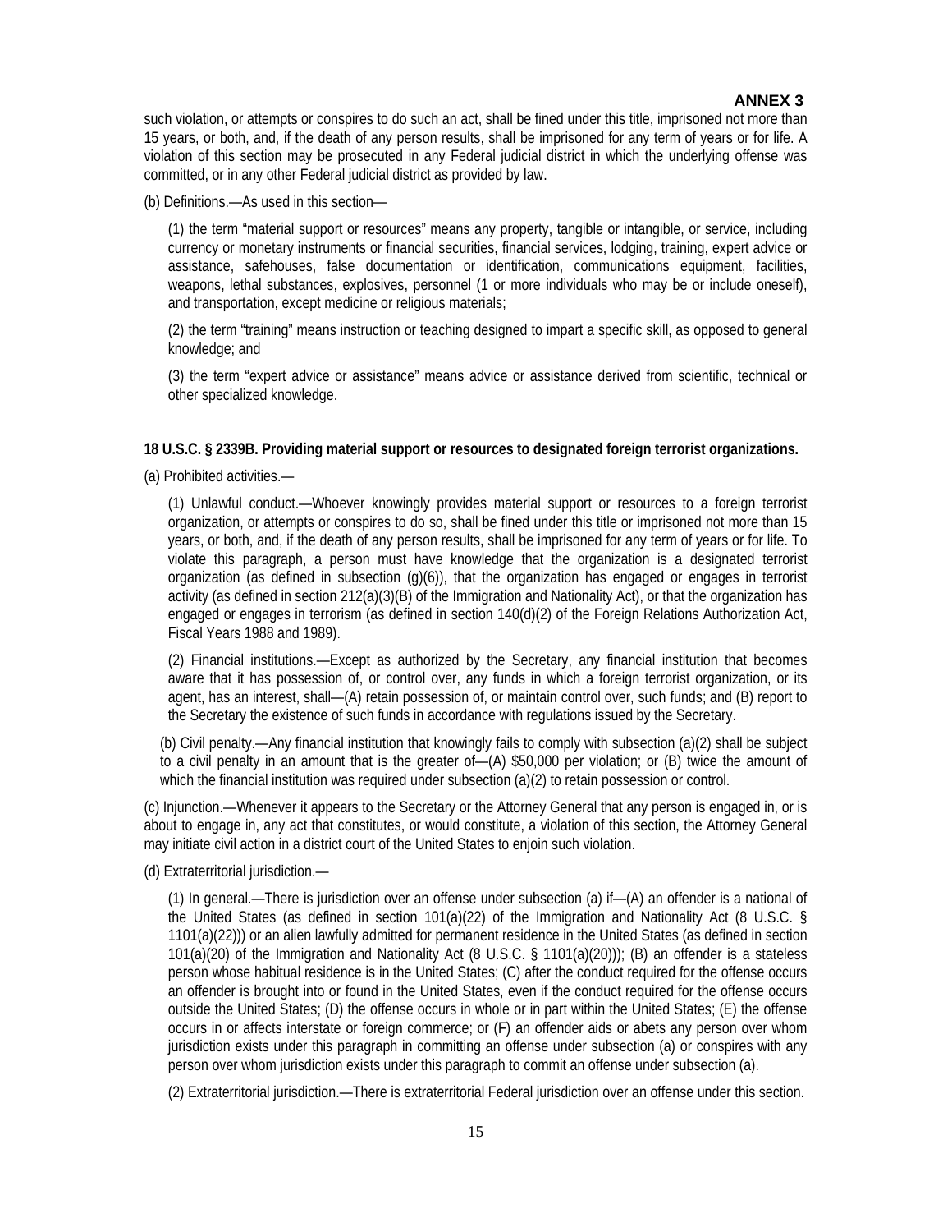**ANNEX 3**

such violation, or attempts or conspires to do such an act, shall be fined under this title, imprisoned not more than 15 years, or both, and, if the death of any person results, shall be imprisoned for any term of years or for life. A violation of this section may be prosecuted in any Federal judicial district in which the underlying offense was committed, or in any other Federal judicial district as provided by law.

(b) Definitions.—As used in this section—

(1) the term "material support or resources" means any property, tangible or intangible, or service, including currency or monetary instruments or financial securities, financial services, lodging, training, expert advice or assistance, safehouses, false documentation or identification, communications equipment, facilities, weapons, lethal substances, explosives, personnel (1 or more individuals who may be or include oneself), and transportation, except medicine or religious materials;

(2) the term "training" means instruction or teaching designed to impart a specific skill, as opposed to general knowledge; and

(3) the term "expert advice or assistance" means advice or assistance derived from scientific, technical or other specialized knowledge.

**18 U.S.C. § 2339B. Providing material support or resources to designated foreign terrorist organizations.**

(a) Prohibited activities.—

(1) Unlawful conduct.—Whoever knowingly provides material support or resources to a foreign terrorist organization, or attempts or conspires to do so, shall be fined under this title or imprisoned not more than 15 years, or both, and, if the death of any person results, shall be imprisoned for any term of years or for life. To violate this paragraph, a person must have knowledge that the organization is a designated terrorist organization (as defined in subsection (g)(6)), that the organization has engaged or engages in terrorist activity (as defined in section 212(a)(3)(B) of the Immigration and Nationality Act), or that the organization has engaged or engages in terrorism (as defined in section 140(d)(2) of the Foreign Relations Authorization Act, Fiscal Years 1988 and 1989).

(2) Financial institutions.—Except as authorized by the Secretary, any financial institution that becomes aware that it has possession of, or control over, any funds in which a foreign terrorist organization, or its agent, has an interest, shall—(A) retain possession of, or maintain control over, such funds; and (B) report to the Secretary the existence of such funds in accordance with regulations issued by the Secretary.

(b) Civil penalty.—Any financial institution that knowingly fails to comply with subsection (a)(2) shall be subject to a civil penalty in an amount that is the greater of—(A) $50,000 per violation; or (B) twice the amount of which the financial institution was required under subsection (a)(2) to retain possession or control.

(c) Injunction.—Whenever it appears to the Secretary or the Attorney General that any person is engaged in, or is about to engage in, any act that constitutes, or would constitute, a violation of this section, the Attorney General may initiate civil action in a district court of the United States to enjoin such violation.

(d) Extraterritorial jurisdiction.—

(1) In general.—There is jurisdiction over an offense under subsection (a) if—(A) an offender is a national of the United States (as defined in section 101(a)(22) of the Immigration and Nationality Act (8 U.S.C. § 1101(a)(22))) or an alien lawfully admitted for permanent residence in the United States (as defined in section 101(a)(20) of the Immigration and Nationality Act (8 U.S.C. § 1101(a)(20))); (B) an offender is a stateless person whose habitual residence is in the United States; (C) after the conduct required for the offense occurs an offender is brought into or found in the United States, even if the conduct required for the offense occurs outside the United States; (D) the offense occurs in whole or in part within the United States; (E) the offense occurs in or affects interstate or foreign commerce; or (F) an offender aids or abets any person over whom jurisdiction exists under this paragraph in committing an offense under subsection (a) or conspires with any person over whom jurisdiction exists under this paragraph to commit an offense under subsection (a).

(2) Extraterritorial jurisdiction.—There is extraterritorial Federal jurisdiction over an offense under this section.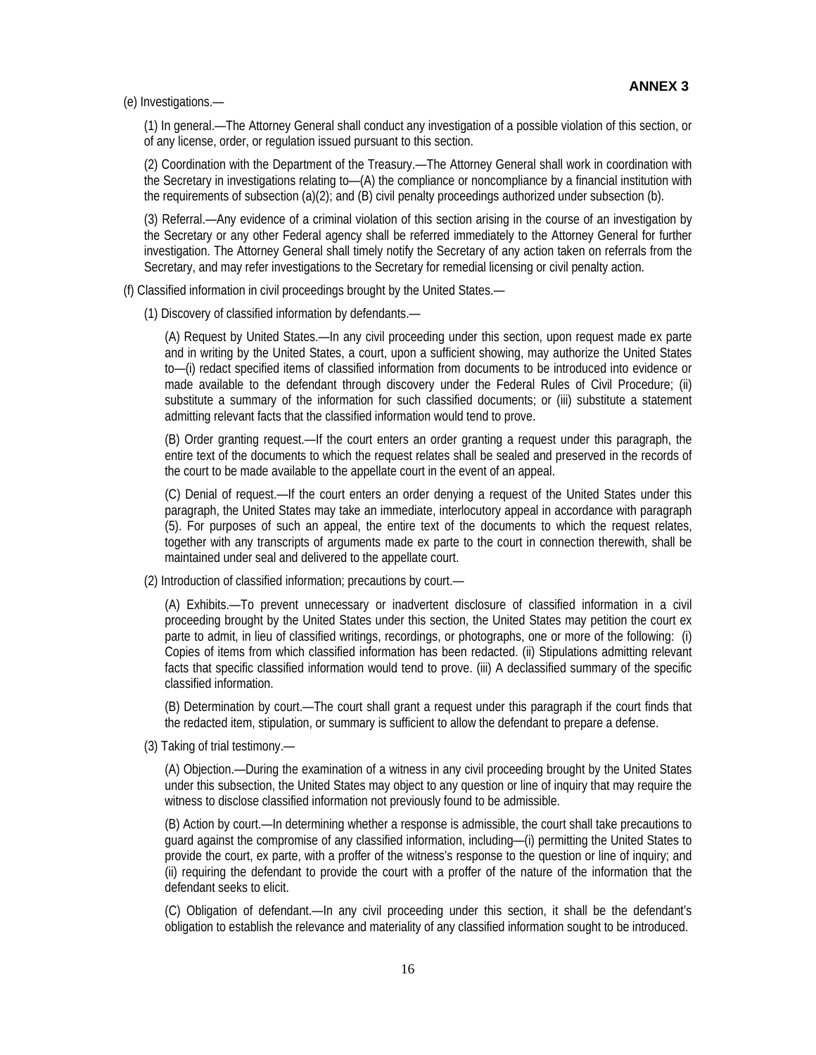**ANNEX 3**

(e) Investigations.—

(1) In general.—The Attorney General shall conduct any investigation of a possible violation of this section, or of any license, order, or regulation issued pursuant to this section.

(2) Coordination with the Department of the Treasury.—The Attorney General shall work in coordination with the Secretary in investigations relating to—(A) the compliance or noncompliance by a financial institution with the requirements of subsection (a)(2); and (B) civil penalty proceedings authorized under subsection (b).

(3) Referral.—Any evidence of a criminal violation of this section arising in the course of an investigation by the Secretary or any other Federal agency shall be referred immediately to the Attorney General for further investigation. The Attorney General shall timely notify the Secretary of any action taken on referrals from the Secretary, and may refer investigations to the Secretary for remedial licensing or civil penalty action.

(f) Classified information in civil proceedings brought by the United States.—

(1) Discovery of classified information by defendants.—

(A) Request by United States.—In any civil proceeding under this section, upon request made ex parte and in writing by the United States, a court, upon a sufficient showing, may authorize the United States to—(i) redact specified items of classified information from documents to be introduced into evidence or made available to the defendant through discovery under the Federal Rules of Civil Procedure; (ii) substitute a summary of the information for such classified documents; or (iii) substitute a statement admitting relevant facts that the classified information would tend to prove.

(B) Order granting request.—If the court enters an order granting a request under this paragraph, the entire text of the documents to which the request relates shall be sealed and preserved in the records of the court to be made available to the appellate court in the event of an appeal.

(C) Denial of request.—If the court enters an order denying a request of the United States under this paragraph, the United States may take an immediate, interlocutory appeal in accordance with paragraph (5). For purposes of such an appeal, the entire text of the documents to which the request relates, together with any transcripts of arguments made ex parte to the court in connection therewith, shall be maintained under seal and delivered to the appellate court.

(2) Introduction of classified information; precautions by court.—

(A) Exhibits.—To prevent unnecessary or inadvertent disclosure of classified information in a civil proceeding brought by the United States under this section, the United States may petition the court ex parte to admit, in lieu of classified writings, recordings, or photographs, one or more of the following: (i) Copies of items from which classified information has been redacted. (ii) Stipulations admitting relevant facts that specific classified information would tend to prove. (iii) A declassified summary of the specific classified information.

(B) Determination by court.—The court shall grant a request under this paragraph if the court finds that the redacted item, stipulation, or summary is sufficient to allow the defendant to prepare a defense.

(3) Taking of trial testimony.—

(A) Objection.—During the examination of a witness in any civil proceeding brought by the United States under this subsection, the United States may object to any question or line of inquiry that may require the witness to disclose classified information not previously found to be admissible.

(B) Action by court.—In determining whether a response is admissible, the court shall take precautions to guard against the compromise of any classified information, including—(i) permitting the United States to provide the court, ex parte, with a proffer of the witness's response to the question or line of inquiry; and (ii) requiring the defendant to provide the court with a proffer of the nature of the information that the defendant seeks to elicit.

(C) Obligation of defendant.—In any civil proceeding under this section, it shall be the defendant's obligation to establish the relevance and materiality of any classified information sought to be introduced.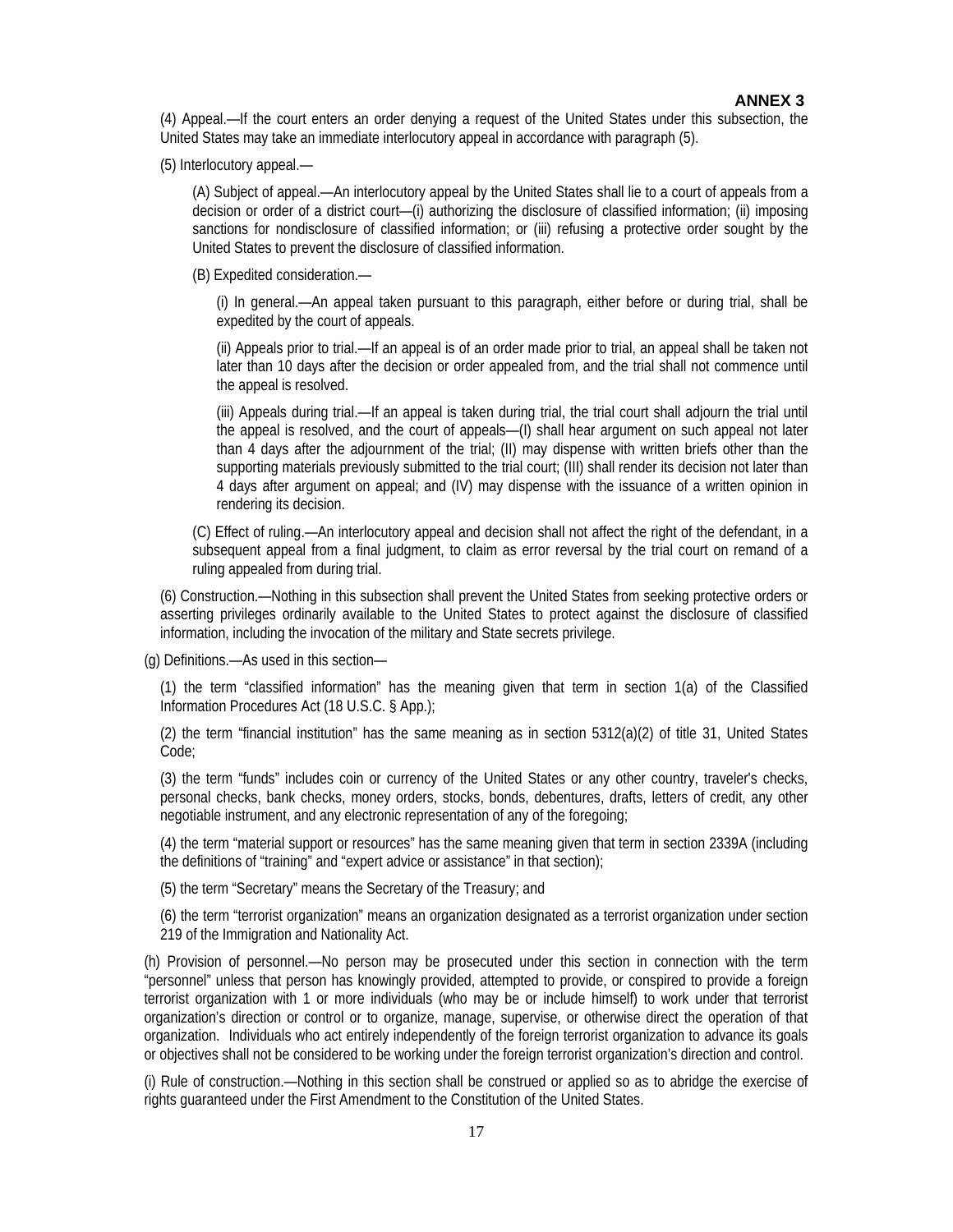**ANNEX 3**

(4) Appeal.—If the court enters an order denying a request of the United States under this subsection, the United States may take an immediate interlocutory appeal in accordance with paragraph (5).

(5) Interlocutory appeal.—

(A) Subject of appeal.—An interlocutory appeal by the United States shall lie to a court of appeals from a decision or order of a district court—(i) authorizing the disclosure of classified information; (ii) imposing sanctions for nondisclosure of classified information; or (iii) refusing a protective order sought by the United States to prevent the disclosure of classified information.

(B) Expedited consideration.—

(i) In general.—An appeal taken pursuant to this paragraph, either before or during trial, shall be expedited by the court of appeals.

(ii) Appeals prior to trial.—If an appeal is of an order made prior to trial, an appeal shall be taken not later than 10 days after the decision or order appealed from, and the trial shall not commence until the appeal is resolved.

(iii) Appeals during trial.—If an appeal is taken during trial, the trial court shall adjourn the trial until the appeal is resolved, and the court of appeals—(I) shall hear argument on such appeal not later than 4 days after the adjournment of the trial; (II) may dispense with written briefs other than the supporting materials previously submitted to the trial court; (III) shall render its decision not later than 4 days after argument on appeal; and (IV) may dispense with the issuance of a written opinion in rendering its decision.

(C) Effect of ruling.—An interlocutory appeal and decision shall not affect the right of the defendant, in a subsequent appeal from a final judgment, to claim as error reversal by the trial court on remand of a ruling appealed from during trial.

(6) Construction.—Nothing in this subsection shall prevent the United States from seeking protective orders or asserting privileges ordinarily available to the United States to protect against the disclosure of classified information, including the invocation of the military and State secrets privilege.

(g) Definitions.—As used in this section—

(1) the term “classified information” has the meaning given that term in section 1(a) of the Classified Information Procedures Act (18 U.S.C. § App.);

(2) the term “financial institution” has the same meaning as in section 5312(a)(2) of title 31, United States Code;

(3) the term “funds” includes coin or currency of the United States or any other country, traveler's checks, personal checks, bank checks, money orders, stocks, bonds, debentures, drafts, letters of credit, any other negotiable instrument, and any electronic representation of any of the foregoing;

(4) the term “material support or resources” has the same meaning given that term in section 2339A (including the definitions of “training” and “expert advice or assistance” in that section);

(5) the term “Secretary” means the Secretary of the Treasury; and

(6) the term “terrorist organization” means an organization designated as a terrorist organization under section 219 of the Immigration and Nationality Act.

(h) Provision of personnel.—No person may be prosecuted under this section in connection with the term “personnel” unless that person has knowingly provided, attempted to provide, or conspired to provide a foreign terrorist organization with 1 or more individuals (who may be or include himself) to work under that terrorist organization’s direction or control or to organize, manage, supervise, or otherwise direct the operation of that organization. Individuals who act entirely independently of the foreign terrorist organization to advance its goals or objectives shall not be considered to be working under the foreign terrorist organization's direction and control.

(i) Rule of construction.—Nothing in this section shall be construed or applied so as to abridge the exercise of rights guaranteed under the First Amendment to the Constitution of the United States.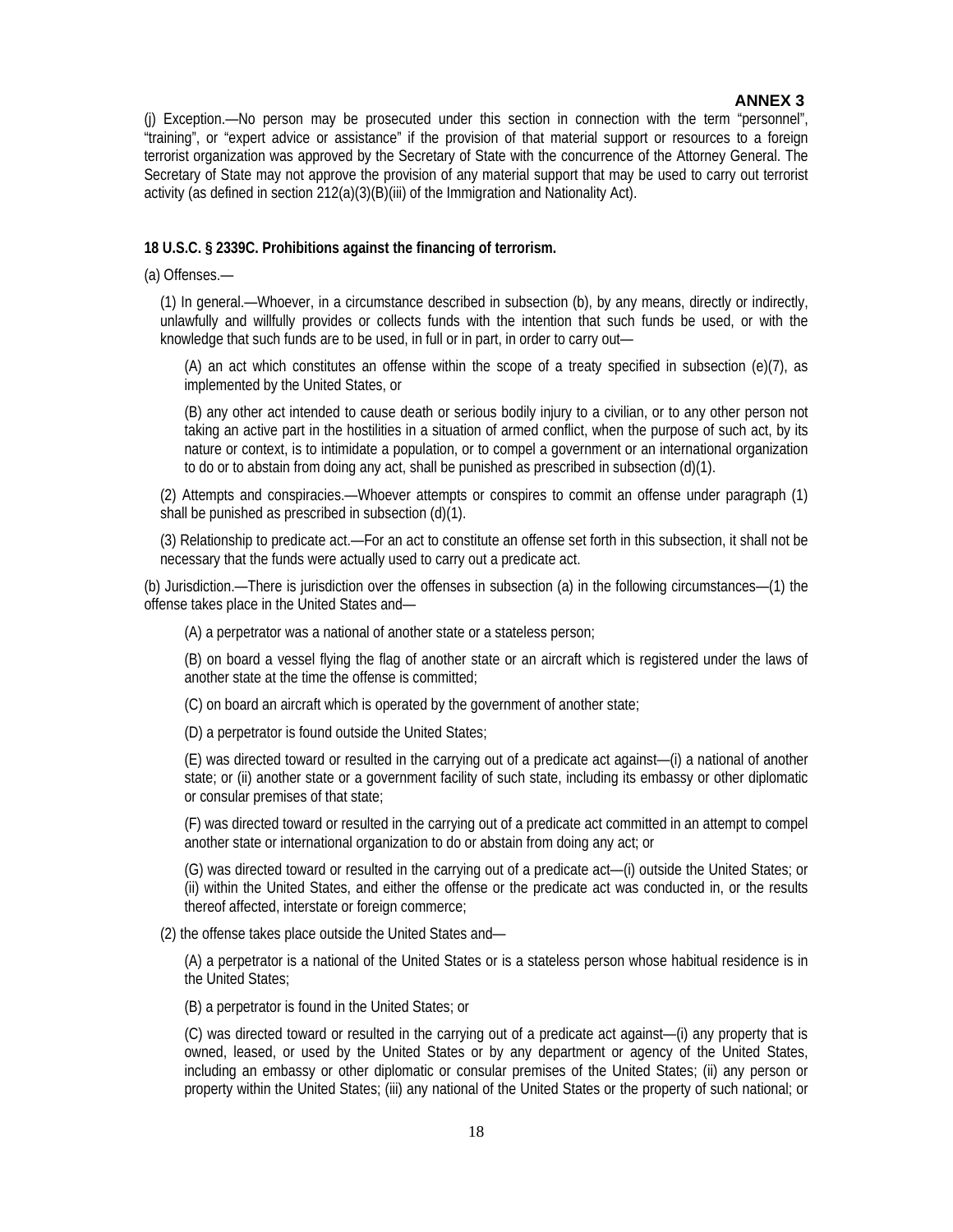**ANNEX 3**

(j) Exception.—No person may be prosecuted under this section in connection with the term "personnel", "training", or "expert advice or assistance" if the provision of that material support or resources to a foreign terrorist organization was approved by the Secretary of State with the concurrence of the Attorney General. The Secretary of State may not approve the provision of any material support that may be used to carry out terrorist activity (as defined in section 212(a)(3)(B)(iii) of the Immigration and Nationality Act).

**18 U.S.C. § 2339C. Prohibitions against the financing of terrorism.**

(a) Offenses.—

(1) In general.—Whoever, in a circumstance described in subsection (b), by any means, directly or indirectly, unlawfully and willfully provides or collects funds with the intention that such funds be used, or with the knowledge that such funds are to be used, in full or in part, in order to carry out—

(A) an act which constitutes an offense within the scope of a treaty specified in subsection (e)(7), as implemented by the United States, or

(B) any other act intended to cause death or serious bodily injury to a civilian, or to any other person not taking an active part in the hostilities in a situation of armed conflict, when the purpose of such act, by its nature or context, is to intimidate a population, or to compel a government or an international organization to do or to abstain from doing any act, shall be punished as prescribed in subsection (d)(1).

(2) Attempts and conspiracies.—Whoever attempts or conspires to commit an offense under paragraph (1) shall be punished as prescribed in subsection (d)(1).

(3) Relationship to predicate act.—For an act to constitute an offense set forth in this subsection, it shall not be necessary that the funds were actually used to carry out a predicate act.

(b) Jurisdiction.—There is jurisdiction over the offenses in subsection (a) in the following circumstances—(1) the offense takes place in the United States and—

(A) a perpetrator was a national of another state or a stateless person;

(B) on board a vessel flying the flag of another state or an aircraft which is registered under the laws of another state at the time the offense is committed;

(C) on board an aircraft which is operated by the government of another state;

(D) a perpetrator is found outside the United States;

(E) was directed toward or resulted in the carrying out of a predicate act against—(i) a national of another state; or (ii) another state or a government facility of such state, including its embassy or other diplomatic or consular premises of that state;

(F) was directed toward or resulted in the carrying out of a predicate act committed in an attempt to compel another state or international organization to do or abstain from doing any act; or

(G) was directed toward or resulted in the carrying out of a predicate act—(i) outside the United States; or (ii) within the United States, and either the offense or the predicate act was conducted in, or the results thereof affected, interstate or foreign commerce;

(2) the offense takes place outside the United States and—

(A) a perpetrator is a national of the United States or is a stateless person whose habitual residence is in the United States;

(B) a perpetrator is found in the United States; or

(C) was directed toward or resulted in the carrying out of a predicate act against—(i) any property that is owned, leased, or used by the United States or by any department or agency of the United States, including an embassy or other diplomatic or consular premises of the United States; (ii) any person or property within the United States; (iii) any national of the United States or the property of such national; or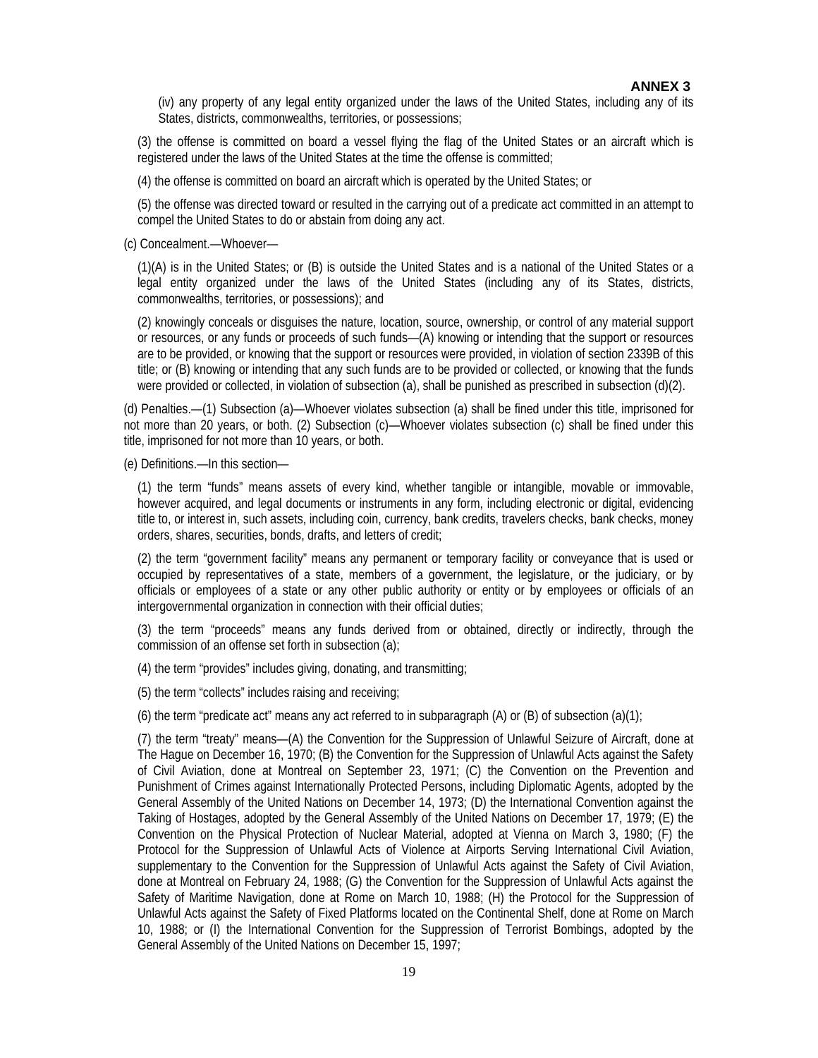**ANNEX 3**

(iv) any property of any legal entity organized under the laws of the United States, including any of its States, districts, commonwealths, territories, or possessions;

(3) the offense is committed on board a vessel flying the flag of the United States or an aircraft which is registered under the laws of the United States at the time the offense is committed;

(4) the offense is committed on board an aircraft which is operated by the United States; or

(5) the offense was directed toward or resulted in the carrying out of a predicate act committed in an attempt to compel the United States to do or abstain from doing any act.

(c) Concealment.—Whoever—

(1)(A) is in the United States; or (B) is outside the United States and is a national of the United States or a legal entity organized under the laws of the United States (including any of its States, districts, commonwealths, territories, or possessions); and

(2) knowingly conceals or disguises the nature, location, source, ownership, or control of any material support or resources, or any funds or proceeds of such funds—(A) knowing or intending that the support or resources are to be provided, or knowing that the support or resources were provided, in violation of section 2339B of this title; or (B) knowing or intending that any such funds are to be provided or collected, or knowing that the funds were provided or collected, in violation of subsection (a), shall be punished as prescribed in subsection (d)(2).

(d) Penalties.—(1) Subsection (a)—Whoever violates subsection (a) shall be fined under this title, imprisoned for not more than 20 years, or both. (2) Subsection (c)—Whoever violates subsection (c) shall be fined under this title, imprisoned for not more than 10 years, or both.

(e) Definitions.—In this section—

(1) the term "funds" means assets of every kind, whether tangible or intangible, movable or immovable, however acquired, and legal documents or instruments in any form, including electronic or digital, evidencing title to, or interest in, such assets, including coin, currency, bank credits, travelers checks, bank checks, money orders, shares, securities, bonds, drafts, and letters of credit;

(2) the term "government facility" means any permanent or temporary facility or conveyance that is used or occupied by representatives of a state, members of a government, the legislature, or the judiciary, or by officials or employees of a state or any other public authority or entity or by employees or officials of an intergovernmental organization in connection with their official duties;

(3) the term "proceeds" means any funds derived from or obtained, directly or indirectly, through the commission of an offense set forth in subsection (a);

(4) the term "provides" includes giving, donating, and transmitting;

(5) the term "collects" includes raising and receiving;

(6) the term "predicate act" means any act referred to in subparagraph (A) or (B) of subsection (a)(1);

(7) the term "treaty" means—(A) the Convention for the Suppression of Unlawful Seizure of Aircraft, done at The Hague on December 16, 1970; (B) the Convention for the Suppression of Unlawful Acts against the Safety of Civil Aviation, done at Montreal on September 23, 1971; (C) the Convention on the Prevention and Punishment of Crimes against Internationally Protected Persons, including Diplomatic Agents, adopted by the General Assembly of the United Nations on December 14, 1973; (D) the International Convention against the Taking of Hostages, adopted by the General Assembly of the United Nations on December 17, 1979; (E) the Convention on the Physical Protection of Nuclear Material, adopted at Vienna on March 3, 1980; (F) the Protocol for the Suppression of Unlawful Acts of Violence at Airports Serving International Civil Aviation, supplementary to the Convention for the Suppression of Unlawful Acts against the Safety of Civil Aviation, done at Montreal on February 24, 1988; (G) the Convention for the Suppression of Unlawful Acts against the Safety of Maritime Navigation, done at Rome on March 10, 1988; (H) the Protocol for the Suppression of Unlawful Acts against the Safety of Fixed Platforms located on the Continental Shelf, done at Rome on March 10, 1988; or (I) the International Convention for the Suppression of Terrorist Bombings, adopted by the General Assembly of the United Nations on December 15, 1997;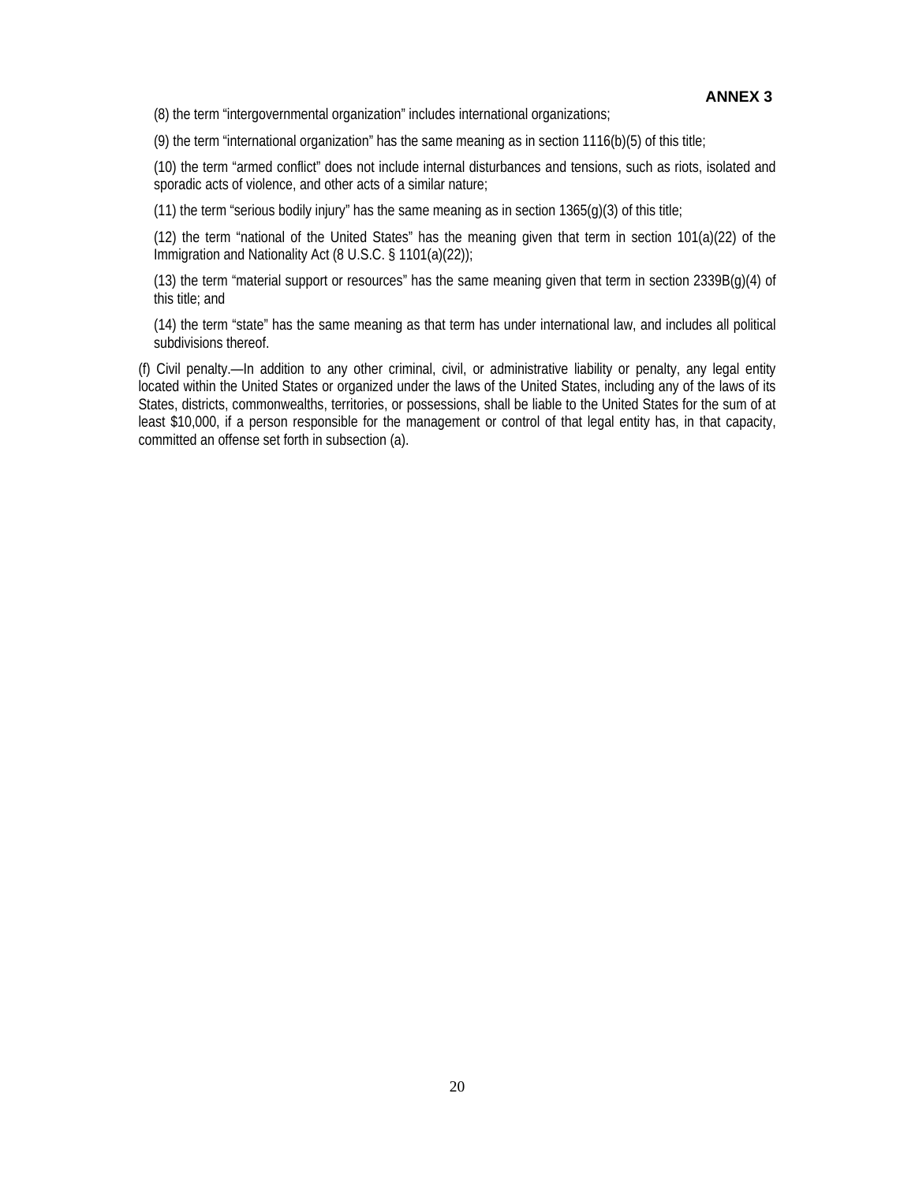**ANNEX 3**

(8) the term “intergovernmental organization” includes international organizations;

(9) the term “international organization” has the same meaning as in section 1116(b)(5) of this title;

(10) the term “armed conflict” does not include internal disturbances and tensions, such as riots, isolated and sporadic acts of violence, and other acts of a similar nature;

(11) the term “serious bodily injury” has the same meaning as in section 1365(g)(3) of this title;

(12) the term “national of the United States” has the meaning given that term in section 101(a)(22) of the Immigration and Nationality Act (8 U.S.C. § 1101(a)(22));

(13) the term “material support or resources” has the same meaning given that term in section 2339B(g)(4) of this title; and

(14) the term “state” has the same meaning as that term has under international law, and includes all political subdivisions thereof.

(f) Civil penalty.—In addition to any other criminal, civil, or administrative liability or penalty, any legal entity located within the United States or organized under the laws of the United States, including any of the laws of its States, districts, commonwealths, territories, or possessions, shall be liable to the United States for the sum of at least $10,000, if a person responsible for the management or control of that legal entity has, in that capacity, committed an offense set forth in subsection (a).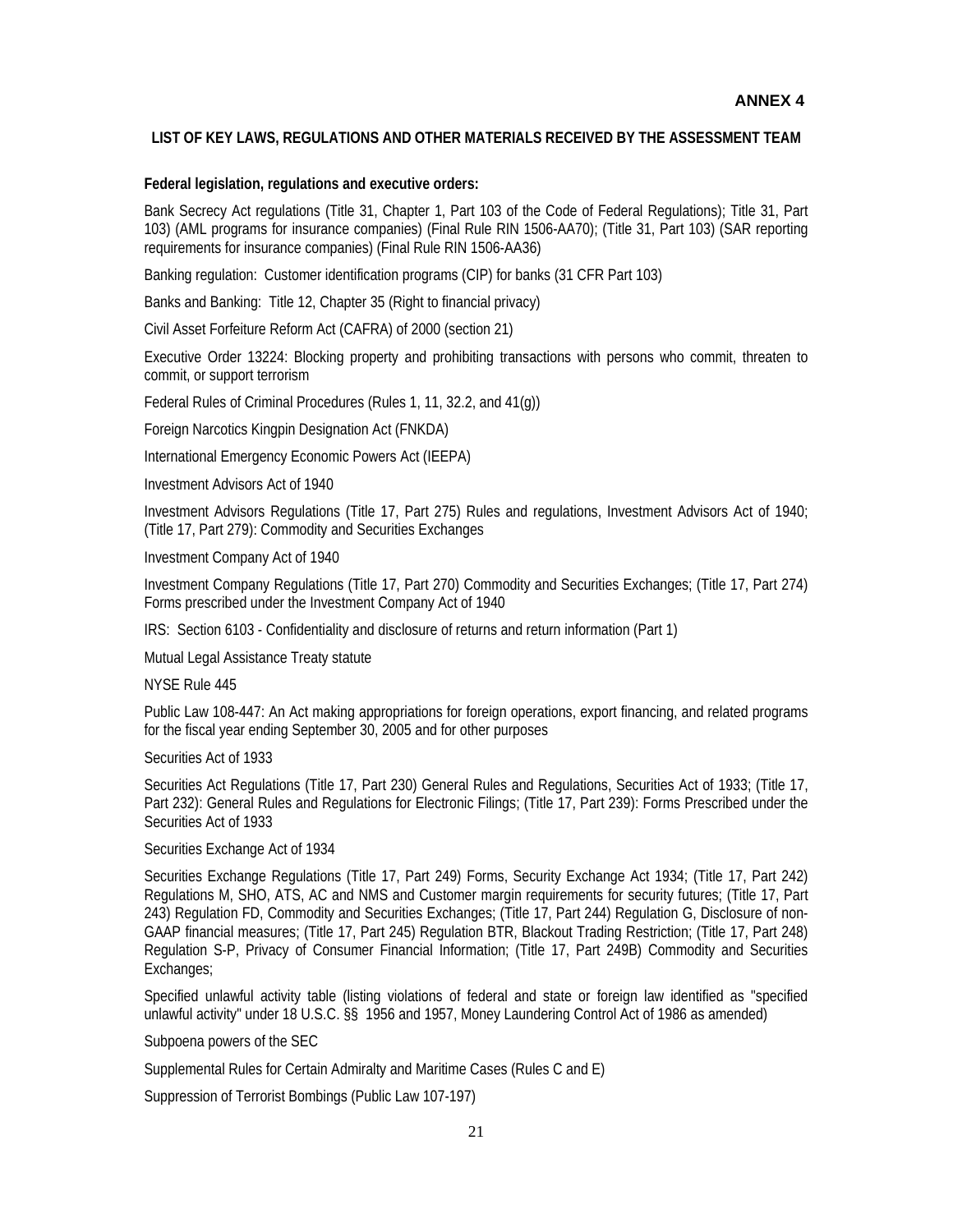**ANNEX 4**

**LIST OF KEY LAWS, REGULATIONS AND OTHER MATERIALS RECEIVED BY THE ASSESSMENT TEAM**

**Federal legislation, regulations and executive orders:**

Bank Secrecy Act regulations (Title 31, Chapter 1, Part 103 of the Code of Federal Regulations); Title 31, Part 103) (AML programs for insurance companies) (Final Rule RIN 1506-AA70); (Title 31, Part 103) (SAR reporting requirements for insurance companies) (Final Rule RIN 1506-AA36)

Banking regulation: Customer identification programs (CIP) for banks (31 CFR Part 103)

Banks and Banking: Title 12, Chapter 35 (Right to financial privacy)

Civil Asset Forfeiture Reform Act (CAFRA) of 2000 (section 21)

Executive Order 13224: Blocking property and prohibiting transactions with persons who commit, threaten to commit, or support terrorism

Federal Rules of Criminal Procedures (Rules 1, 11, 32.2, and 41(g))

Foreign Narcotics Kingpin Designation Act (FNKDA)

International Emergency Economic Powers Act (IEEPA)

Investment Advisors Act of 1940

Investment Advisors Regulations (Title 17, Part 275) Rules and regulations, Investment Advisors Act of 1940; (Title 17, Part 279): Commodity and Securities Exchanges

Investment Company Act of 1940

Investment Company Regulations (Title 17, Part 270) Commodity and Securities Exchanges; (Title 17, Part 274) Forms prescribed under the Investment Company Act of 1940

IRS: Section 6103 - Confidentiality and disclosure of returns and return information (Part 1)

Mutual Legal Assistance Treaty statute

NYSE Rule 445

Public Law 108-447: An Act making appropriations for foreign operations, export financing, and related programs for the fiscal year ending September 30, 2005 and for other purposes

Securities Act of 1933

Securities Act Regulations (Title 17, Part 230) General Rules and Regulations, Securities Act of 1933; (Title 17, Part 232): General Rules and Regulations for Electronic Filings; (Title 17, Part 239): Forms Prescribed under the Securities Act of 1933

Securities Exchange Act of 1934

Securities Exchange Regulations (Title 17, Part 249) Forms, Security Exchange Act 1934; (Title 17, Part 242) Regulations M, SHO, ATS, AC and NMS and Customer margin requirements for security futures; (Title 17, Part 243) Regulation FD, Commodity and Securities Exchanges; (Title 17, Part 244) Regulation G, Disclosure of non-GAAP financial measures; (Title 17, Part 245) Regulation BTR, Blackout Trading Restriction; (Title 17, Part 248) Regulation S-P, Privacy of Consumer Financial Information; (Title 17, Part 249B) Commodity and Securities Exchanges;

Specified unlawful activity table (listing violations of federal and state or foreign law identified as "specified unlawful activity" under 18 U.S.C. §§ 1956 and 1957, Money Laundering Control Act of 1986 as amended)

Subpoena powers of the SEC

Supplemental Rules for Certain Admiralty and Maritime Cases (Rules C and E)

Suppression of Terrorist Bombings (Public Law 107-197)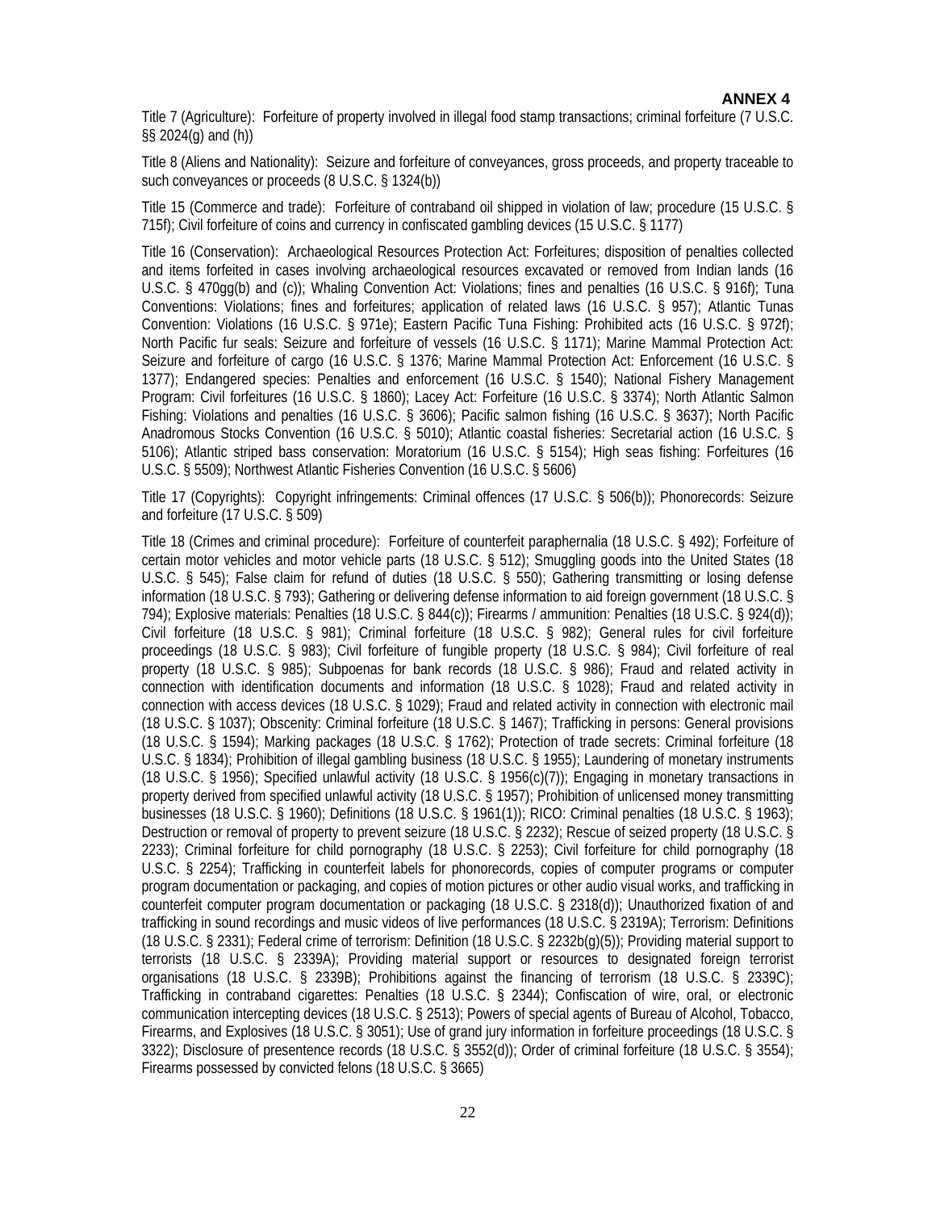**ANNEX 4**

Title 7 (Agriculture): Forfeiture of property involved in illegal food stamp transactions; criminal forfeiture (7 U.S.C. §§ 2024(g) and (h))

Title 8 (Aliens and Nationality): Seizure and forfeiture of conveyances, gross proceeds, and property traceable to such conveyances or proceeds (8 U.S.C. § 1324(b))

Title 15 (Commerce and trade): Forfeiture of contraband oil shipped in violation of law; procedure (15 U.S.C. § 715f); Civil forfeiture of coins and currency in confiscated gambling devices (15 U.S.C. § 1177)

Title 16 (Conservation): Archaeological Resources Protection Act: Forfeitures; disposition of penalties collected and items forfeited in cases involving archaeological resources excavated or removed from Indian lands (16 U.S.C. § 470gg(b) and (c)); Whaling Convention Act: Violations; fines and penalties (16 U.S.C. § 916f); Tuna Conventions: Violations; fines and forfeitures; application of related laws (16 U.S.C. § 957); Atlantic Tunas Convention: Violations (16 U.S.C. § 971e); Eastern Pacific Tuna Fishing: Prohibited acts (16 U.S.C. § 972f); North Pacific fur seals: Seizure and forfeiture of vessels (16 U.S.C. § 1171); Marine Mammal Protection Act: Seizure and forfeiture of cargo (16 U.S.C. § 1376; Marine Mammal Protection Act: Enforcement (16 U.S.C. § 1377); Endangered species: Penalties and enforcement (16 U.S.C. § 1540); National Fishery Management Program: Civil forfeitures (16 U.S.C. § 1860); Lacey Act: Forfeiture (16 U.S.C. § 3374); North Atlantic Salmon Fishing: Violations and penalties (16 U.S.C. § 3606); Pacific salmon fishing (16 U.S.C. § 3637); North Pacific Anadromous Stocks Convention (16 U.S.C. § 5010); Atlantic coastal fisheries: Secretarial action (16 U.S.C. § 5106); Atlantic striped bass conservation: Moratorium (16 U.S.C. § 5154); High seas fishing: Forfeitures (16 U.S.C. § 5509); Northwest Atlantic Fisheries Convention (16 U.S.C. § 5606)

Title 17 (Copyrights): Copyright infringements: Criminal offences (17 U.S.C. § 506(b)); Phonorecords: Seizure and forfeiture (17 U.S.C. § 509)

Title 18 (Crimes and criminal procedure): Forfeiture of counterfeit paraphernalia (18 U.S.C. § 492); Forfeiture of certain motor vehicles and motor vehicle parts (18 U.S.C. § 512); Smuggling goods into the United States (18 U.S.C. § 545); False claim for refund of duties (18 U.S.C. § 550); Gathering transmitting or losing defense information (18 U.S.C. § 793); Gathering or delivering defense information to aid foreign government (18 U.S.C. § 794); Explosive materials: Penalties (18 U.S.C. § 844(c)); Firearms / ammunition: Penalties (18 U.S.C. § 924(d)); Civil forfeiture (18 U.S.C. § 981); Criminal forfeiture (18 U.S.C. § 982); General rules for civil forfeiture proceedings (18 U.S.C. § 983); Civil forfeiture of fungible property (18 U.S.C. § 984); Civil forfeiture of real property (18 U.S.C. § 985); Subpoenas for bank records (18 U.S.C. § 986); Fraud and related activity in connection with identification documents and information (18 U.S.C. § 1028); Fraud and related activity in connection with access devices (18 U.S.C. § 1029); Fraud and related activity in connection with electronic mail (18 U.S.C. § 1037); Obscenity: Criminal forfeiture (18 U.S.C. § 1467); Trafficking in persons: General provisions (18 U.S.C. § 1594); Marking packages (18 U.S.C. § 1762); Protection of trade secrets: Criminal forfeiture (18 U.S.C. § 1834); Prohibition of illegal gambling business (18 U.S.C. § 1955); Laundering of monetary instruments (18 U.S.C. § 1956); Specified unlawful activity (18 U.S.C. § 1956(c)(7)); Engaging in monetary transactions in property derived from specified unlawful activity (18 U.S.C. § 1957); Prohibition of unlicensed money transmitting businesses (18 U.S.C. § 1960); Definitions (18 U.S.C. § 1961(1)); RICO: Criminal penalties (18 U.S.C. § 1963); Destruction or removal of property to prevent seizure (18 U.S.C. § 2232); Rescue of seized property (18 U.S.C. § 2233); Criminal forfeiture for child pornography (18 U.S.C. § 2253); Civil forfeiture for child pornography (18 U.S.C. § 2254); Trafficking in counterfeit labels for phonorecords, copies of computer programs or computer program documentation or packaging, and copies of motion pictures or other audio visual works, and trafficking in counterfeit computer program documentation or packaging (18 U.S.C. § 2318(d)); Unauthorized fixation of and trafficking in sound recordings and music videos of live performances (18 U.S.C. § 2319A); Terrorism: Definitions (18 U.S.C. § 2331); Federal crime of terrorism: Definition (18 U.S.C. § 2232b(g)(5)); Providing material support to terrorists (18 U.S.C. § 2339A); Providing material support or resources to designated foreign terrorist organisations (18 U.S.C. § 2339B); Prohibitions against the financing of terrorism (18 U.S.C. § 2339C); Trafficking in contraband cigarettes: Penalties (18 U.S.C. § 2344); Confiscation of wire, oral, or electronic communication intercepting devices (18 U.S.C. § 2513); Powers of special agents of Bureau of Alcohol, Tobacco, Firearms, and Explosives (18 U.S.C. § 3051); Use of grand jury information in forfeiture proceedings (18 U.S.C. § 3322); Disclosure of presentence records (18 U.S.C. § 3552(d)); Order of criminal forfeiture (18 U.S.C. § 3554); Firearms possessed by convicted felons (18 U.S.C. § 3665)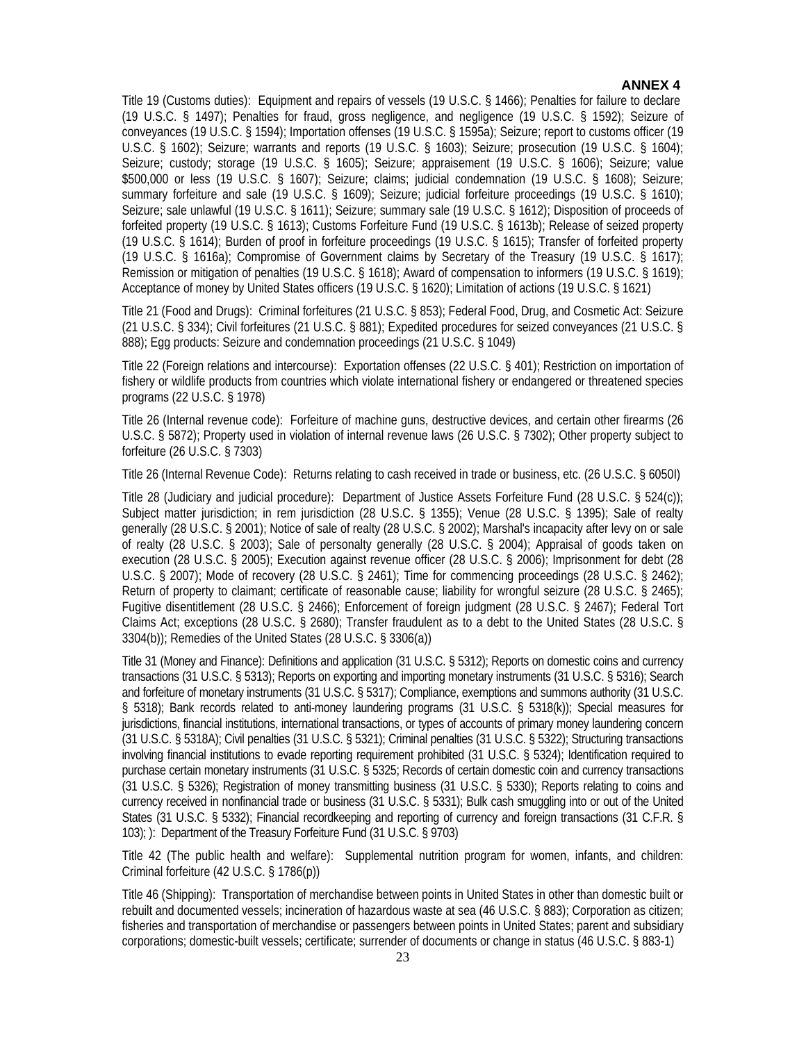**ANNEX 4**

Title 19 (Customs duties): Equipment and repairs of vessels (19 U.S.C. § 1466); Penalties for failure to declare (19 U.S.C. § 1497); Penalties for fraud, gross negligence, and negligence (19 U.S.C. § 1592); Seizure of conveyances (19 U.S.C. § 1594); Importation offenses (19 U.S.C. § 1595a); Seizure; report to customs officer (19 U.S.C. § 1602); Seizure; warrants and reports (19 U.S.C. § 1603); Seizure; prosecution (19 U.S.C. § 1604); Seizure; custody; storage (19 U.S.C. § 1605); Seizure; appraisement (19 U.S.C. § 1606); Seizure; value $500,000 or less (19 U.S.C. § 1607); Seizure; claims; judicial condemnation (19 U.S.C. § 1608); Seizure; summary forfeiture and sale (19 U.S.C. § 1609); Seizure; judicial forfeiture proceedings (19 U.S.C. § 1610); Seizure; sale unlawful (19 U.S.C. § 1611); Seizure; summary sale (19 U.S.C. § 1612); Disposition of proceeds of forfeited property (19 U.S.C. § 1613); Customs Forfeiture Fund (19 U.S.C. § 1613b); Release of seized property (19 U.S.C. § 1614); Burden of proof in forfeiture proceedings (19 U.S.C. § 1615); Transfer of forfeited property (19 U.S.C. § 1616a); Compromise of Government claims by Secretary of the Treasury (19 U.S.C. § 1617); Remission or mitigation of penalties (19 U.S.C. § 1618); Award of compensation to informers (19 U.S.C. § 1619); Acceptance of money by United States officers (19 U.S.C. § 1620); Limitation of actions (19 U.S.C. § 1621)

Title 21 (Food and Drugs): Criminal forfeitures (21 U.S.C. § 853); Federal Food, Drug, and Cosmetic Act: Seizure (21 U.S.C. § 334); Civil forfeitures (21 U.S.C. § 881); Expedited procedures for seized conveyances (21 U.S.C. § 888); Egg products: Seizure and condemnation proceedings (21 U.S.C. § 1049)

Title 22 (Foreign relations and intercourse): Exportation offenses (22 U.S.C. § 401); Restriction on importation of fishery or wildlife products from countries which violate international fishery or endangered or threatened species programs (22 U.S.C. § 1978)

Title 26 (Internal revenue code): Forfeiture of machine guns, destructive devices, and certain other firearms (26 U.S.C. § 5872); Property used in violation of internal revenue laws (26 U.S.C. § 7302); Other property subject to forfeiture (26 U.S.C. § 7303)

Title 26 (Internal Revenue Code): Returns relating to cash received in trade or business, etc. (26 U.S.C. § 6050I)

Title 28 (Judiciary and judicial procedure): Department of Justice Assets Forfeiture Fund (28 U.S.C. § 524(c)); Subject matter jurisdiction; in rem jurisdiction (28 U.S.C. § 1355); Venue (28 U.S.C. § 1395); Sale of realty generally (28 U.S.C. § 2001); Notice of sale of realty (28 U.S.C. § 2002); Marshal's incapacity after levy on or sale of realty (28 U.S.C. § 2003); Sale of personalty generally (28 U.S.C. § 2004); Appraisal of goods taken on execution (28 U.S.C. § 2005); Execution against revenue officer (28 U.S.C. § 2006); Imprisonment for debt (28 U.S.C. § 2007); Mode of recovery (28 U.S.C. § 2461); Time for commencing proceedings (28 U.S.C. § 2462); Return of property to claimant; certificate of reasonable cause; liability for wrongful seizure (28 U.S.C. § 2465); Fugitive disentitlement (28 U.S.C. § 2466); Enforcement of foreign judgment (28 U.S.C. § 2467); Federal Tort Claims Act; exceptions (28 U.S.C. § 2680); Transfer fraudulent as to a debt to the United States (28 U.S.C. § 3304(b)); Remedies of the United States (28 U.S.C. § 3306(a))

Title 31 (Money and Finance): Definitions and application (31 U.S.C. § 5312); Reports on domestic coins and currency transactions (31 U.S.C. § 5313); Reports on exporting and importing monetary instruments (31 U.S.C. § 5316); Search and forfeiture of monetary instruments (31 U.S.C. § 5317); Compliance, exemptions and summons authority (31 U.S.C. § 5318); Bank records related to anti-money laundering programs (31 U.S.C. § 5318(k)); Special measures for jurisdictions, financial institutions, international transactions, or types of accounts of primary money laundering concern (31 U.S.C. § 5318A); Civil penalties (31 U.S.C. § 5321); Criminal penalties (31 U.S.C. § 5322); Structuring transactions involving financial institutions to evade reporting requirement prohibited (31 U.S.C. § 5324); Identification required to purchase certain monetary instruments (31 U.S.C. § 5325; Records of certain domestic coin and currency transactions (31 U.S.C. § 5326); Registration of money transmitting business (31 U.S.C. § 5330); Reports relating to coins and currency received in nonfinancial trade or business (31 U.S.C. § 5331); Bulk cash smuggling into or out of the United States (31 U.S.C. § 5332); Financial recordkeeping and reporting of currency and foreign transactions (31 C.F.R. § 103); ): Department of the Treasury Forfeiture Fund (31 U.S.C. § 9703)

Title 42 (The public health and welfare): Supplemental nutrition program for women, infants, and children: Criminal forfeiture (42 U.S.C. § 1786(p))

Title 46 (Shipping): Transportation of merchandise between points in United States in other than domestic built or rebuilt and documented vessels; incineration of hazardous waste at sea (46 U.S.C. § 883); Corporation as citizen; fisheries and transportation of merchandise or passengers between points in United States; parent and subsidiary corporations; domestic-built vessels; certificate; surrender of documents or change in status (46 U.S.C. § 883-1)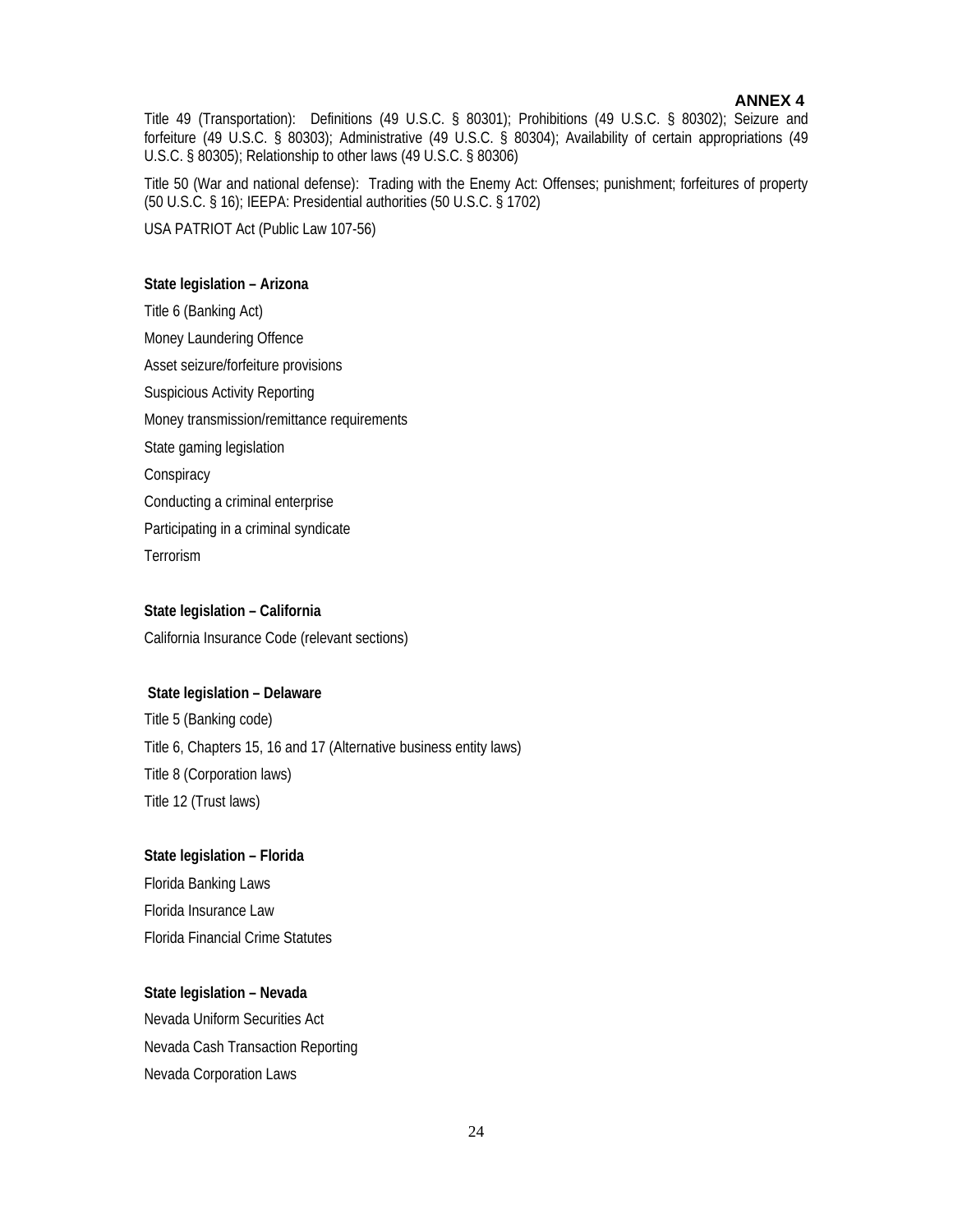**ANNEX 4**

Title 49 (Transportation): Definitions (49 U.S.C. § 80301); Prohibitions (49 U.S.C. § 80302); Seizure and forfeiture (49 U.S.C. § 80303); Administrative (49 U.S.C. § 80304); Availability of certain appropriations (49 U.S.C. § 80305); Relationship to other laws (49 U.S.C. § 80306)

Title 50 (War and national defense): Trading with the Enemy Act: Offenses; punishment; forfeitures of property (50 U.S.C. § 16); IEEPA: Presidential authorities (50 U.S.C. § 1702)

USA PATRIOT Act (Public Law 107-56)

**State legislation – Arizona**

Title 6 (Banking Act)

Money Laundering Offence

Asset seizure/forfeiture provisions

Suspicious Activity Reporting

Money transmission/remittance requirements

State gaming legislation

Conspiracy

Conducting a criminal enterprise

Participating in a criminal syndicate

Terrorism

**State legislation – California**

California Insurance Code (relevant sections)

**State legislation – Delaware**

Title 5 (Banking code)

Title 6, Chapters 15, 16 and 17 (Alternative business entity laws)

Title 8 (Corporation laws)

Title 12 (Trust laws)

**State legislation – Florida**

Florida Banking Laws

Florida Insurance Law

Florida Financial Crime Statutes

**State legislation – Nevada**

Nevada Uniform Securities Act

Nevada Cash Transaction Reporting

Nevada Corporation Laws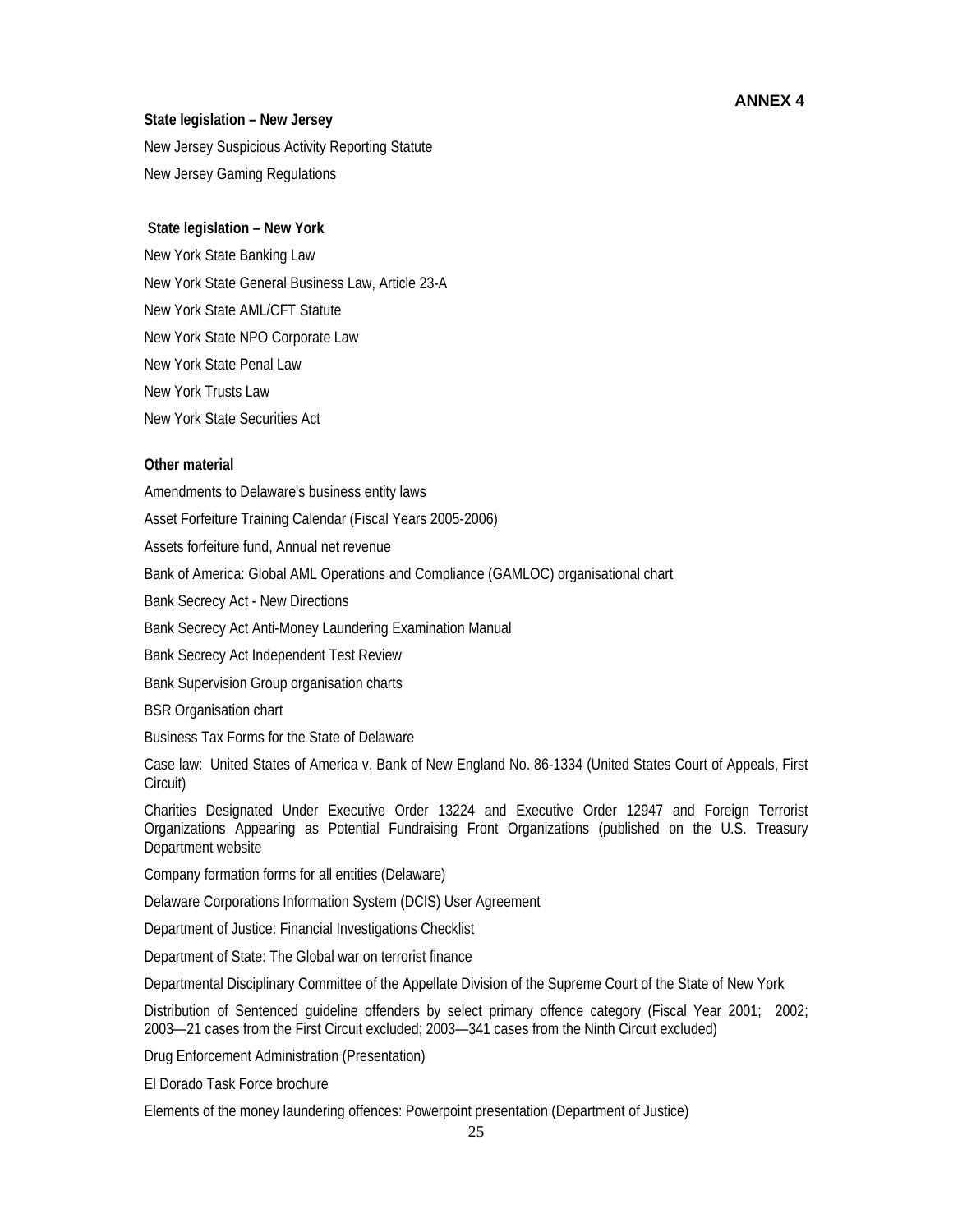**ANNEX 4**

**State legislation – New Jersey**

New Jersey Suspicious Activity Reporting Statute

New Jersey Gaming Regulations

**State legislation – New York**

New York State Banking Law

New York State General Business Law, Article 23-A

New York State AML/CFT Statute

New York State NPO Corporate Law

New York State Penal Law

New York Trusts Law

New York State Securities Act

**Other material**

Amendments to Delaware's business entity laws

Asset Forfeiture Training Calendar (Fiscal Years 2005-2006)

Assets forfeiture fund, Annual net revenue

Bank of America: Global AML Operations and Compliance (GAMLOC) organisational chart

Bank Secrecy Act - New Directions

Bank Secrecy Act Anti-Money Laundering Examination Manual

Bank Secrecy Act Independent Test Review

Bank Supervision Group organisation charts

BSR Organisation chart

Business Tax Forms for the State of Delaware

Case law: United States of America v. Bank of New England No. 86-1334 (United States Court of Appeals, First Circuit)

Charities Designated Under Executive Order 13224 and Executive Order 12947 and Foreign Terrorist Organizations Appearing as Potential Fundraising Front Organizations (published on the U.S. Treasury Department website

Company formation forms for all entities (Delaware)

Delaware Corporations Information System (DCIS) User Agreement

Department of Justice: Financial Investigations Checklist

Department of State: The Global war on terrorist finance

Departmental Disciplinary Committee of the Appellate Division of the Supreme Court of the State of New York

Distribution of Sentenced guideline offenders by select primary offence category (Fiscal Year 2001; 2002; 2003—21 cases from the First Circuit excluded; 2003—341 cases from the Ninth Circuit excluded)

Drug Enforcement Administration (Presentation)

El Dorado Task Force brochure

Elements of the money laundering offences: Powerpoint presentation (Department of Justice)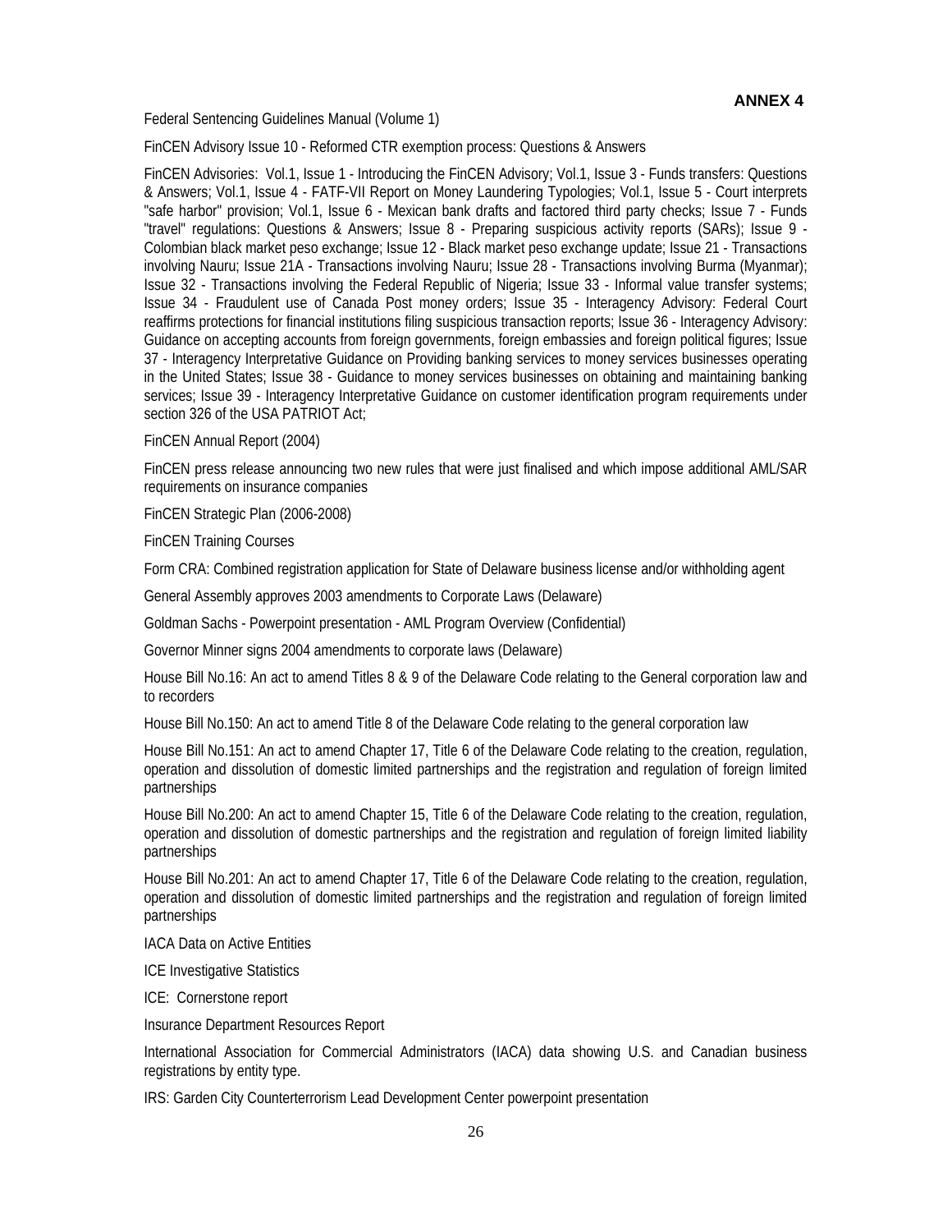**ANNEX 4**

Federal Sentencing Guidelines Manual (Volume 1)

FinCEN Advisory Issue 10 - Reformed CTR exemption process: Questions & Answers

FinCEN Advisories: Vol.1, Issue 1 - Introducing the FinCEN Advisory; Vol.1, Issue 3 - Funds transfers: Questions & Answers; Vol.1, Issue 4 - FATF-VII Report on Money Laundering Typologies; Vol.1, Issue 5 - Court interprets "safe harbor" provision; Vol.1, Issue 6 - Mexican bank drafts and factored third party checks; Issue 7 - Funds "travel" regulations: Questions & Answers; Issue 8 - Preparing suspicious activity reports (SARs); Issue 9 - Colombian black market peso exchange; Issue 12 - Black market peso exchange update; Issue 21 - Transactions involving Nauru; Issue 21A - Transactions involving Nauru; Issue 28 - Transactions involving Burma (Myanmar); Issue 32 - Transactions involving the Federal Republic of Nigeria; Issue 33 - Informal value transfer systems; Issue 34 - Fraudulent use of Canada Post money orders; Issue 35 - Interagency Advisory: Federal Court reaffirms protections for financial institutions filing suspicious transaction reports; Issue 36 - Interagency Advisory: Guidance on accepting accounts from foreign governments, foreign embassies and foreign political figures; Issue 37 - Interagency Interpretative Guidance on Providing banking services to money services businesses operating in the United States; Issue 38 - Guidance to money services businesses on obtaining and maintaining banking services; Issue 39 - Interagency Interpretative Guidance on customer identification program requirements under section 326 of the USA PATRIOT Act;

FinCEN Annual Report (2004)

FinCEN press release announcing two new rules that were just finalised and which impose additional AML/SAR requirements on insurance companies

FinCEN Strategic Plan (2006-2008)

FinCEN Training Courses

Form CRA: Combined registration application for State of Delaware business license and/or withholding agent

General Assembly approves 2003 amendments to Corporate Laws (Delaware)

Goldman Sachs - Powerpoint presentation - AML Program Overview (Confidential)

Governor Minner signs 2004 amendments to corporate laws (Delaware)

House Bill No.16: An act to amend Titles 8 & 9 of the Delaware Code relating to the General corporation law and to recorders

House Bill No.150: An act to amend Title 8 of the Delaware Code relating to the general corporation law

House Bill No.151: An act to amend Chapter 17, Title 6 of the Delaware Code relating to the creation, regulation, operation and dissolution of domestic limited partnerships and the registration and regulation of foreign limited partnerships

House Bill No.200: An act to amend Chapter 15, Title 6 of the Delaware Code relating to the creation, regulation, operation and dissolution of domestic partnerships and the registration and regulation of foreign limited liability partnerships

House Bill No.201: An act to amend Chapter 17, Title 6 of the Delaware Code relating to the creation, regulation, operation and dissolution of domestic limited partnerships and the registration and regulation of foreign limited partnerships

IACA Data on Active Entities

ICE Investigative Statistics

ICE: Cornerstone report

Insurance Department Resources Report

International Association for Commercial Administrators (IACA) data showing U.S. and Canadian business registrations by entity type.

IRS: Garden City Counterterrorism Lead Development Center powerpoint presentation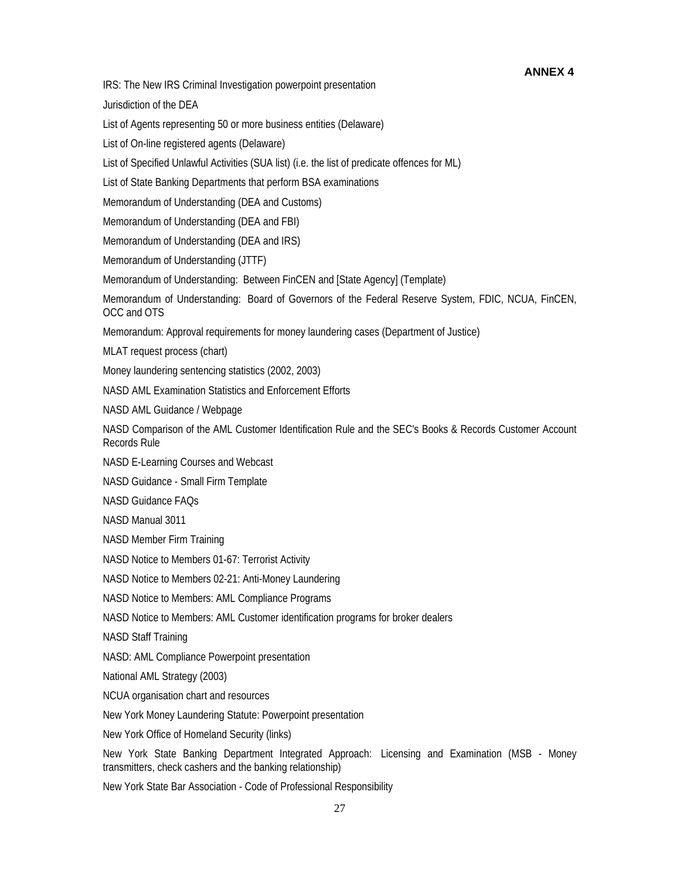**ANNEX 4**

IRS: The New IRS Criminal Investigation powerpoint presentation

Jurisdiction of the DEA

List of Agents representing 50 or more business entities (Delaware)

List of On-line registered agents (Delaware)

List of Specified Unlawful Activities (SUA list) (i.e. the list of predicate offences for ML)

List of State Banking Departments that perform BSA examinations

Memorandum of Understanding (DEA and Customs)

Memorandum of Understanding (DEA and FBI)

Memorandum of Understanding (DEA and IRS)

Memorandum of Understanding (JTTF)

Memorandum of Understanding: Between FinCEN and [State Agency] (Template)

Memorandum of Understanding: Board of Governors of the Federal Reserve System, FDIC, NCUA, FinCEN, OCC and OTS

Memorandum: Approval requirements for money laundering cases (Department of Justice)

MLAT request process (chart)

Money laundering sentencing statistics (2002, 2003)

NASD AML Examination Statistics and Enforcement Efforts

NASD AML Guidance / Webpage

NASD Comparison of the AML Customer Identification Rule and the SEC's Books & Records Customer Account Records Rule

NASD E-Learning Courses and Webcast

NASD Guidance - Small Firm Template

NASD Guidance FAQs

NASD Manual 3011

NASD Member Firm Training

NASD Notice to Members 01-67: Terrorist Activity

NASD Notice to Members 02-21: Anti-Money Laundering

NASD Notice to Members: AML Compliance Programs

NASD Notice to Members: AML Customer identification programs for broker dealers

NASD Staff Training

NASD: AML Compliance Powerpoint presentation

National AML Strategy (2003)

NCUA organisation chart and resources

New York Money Laundering Statute: Powerpoint presentation

New York Office of Homeland Security (links)

New York State Banking Department Integrated Approach: Licensing and Examination (MSB - Money transmitters, check cashers and the banking relationship)

New York State Bar Association - Code of Professional Responsibility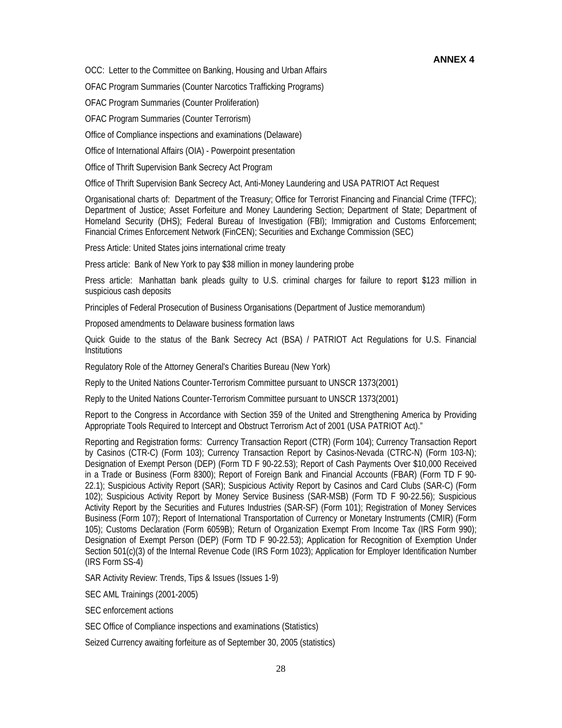**ANNEX 4**

OCC: Letter to the Committee on Banking, Housing and Urban Affairs

OFAC Program Summaries (Counter Narcotics Trafficking Programs)

OFAC Program Summaries (Counter Proliferation)

OFAC Program Summaries (Counter Terrorism)

Office of Compliance inspections and examinations (Delaware)

Office of International Affairs (OIA) - Powerpoint presentation

Office of Thrift Supervision Bank Secrecy Act Program

Office of Thrift Supervision Bank Secrecy Act, Anti-Money Laundering and USA PATRIOT Act Request

Organisational charts of: Department of the Treasury; Office for Terrorist Financing and Financial Crime (TFFC); Department of Justice; Asset Forfeiture and Money Laundering Section; Department of State; Department of Homeland Security (DHS); Federal Bureau of Investigation (FBI); Immigration and Customs Enforcement; Financial Crimes Enforcement Network (FinCEN); Securities and Exchange Commission (SEC)

Press Article: United States joins international crime treaty

Press article: Bank of New York to pay $38 million in money laundering probe

Press article: Manhattan bank pleads guilty to U.S. criminal charges for failure to report $123 million in suspicious cash deposits

Principles of Federal Prosecution of Business Organisations (Department of Justice memorandum)

Proposed amendments to Delaware business formation laws

Quick Guide to the status of the Bank Secrecy Act (BSA) / PATRIOT Act Regulations for U.S. Financial Institutions

Regulatory Role of the Attorney General's Charities Bureau (New York)

Reply to the United Nations Counter-Terrorism Committee pursuant to UNSCR 1373(2001)

Reply to the United Nations Counter-Terrorism Committee pursuant to UNSCR 1373(2001)

Report to the Congress in Accordance with Section 359 of the United and Strengthening America by Providing Appropriate Tools Required to Intercept and Obstruct Terrorism Act of 2001 (USA PATRIOT Act)."

Reporting and Registration forms: Currency Transaction Report (CTR) (Form 104); Currency Transaction Report by Casinos (CTR-C) (Form 103); Currency Transaction Report by Casinos-Nevada (CTRC-N) (Form 103-N); Designation of Exempt Person (DEP) (Form TD F 90-22.53); Report of Cash Payments Over $10,000 Received in a Trade or Business (Form 8300); Report of Foreign Bank and Financial Accounts (FBAR) (Form TD F 90-22.1); Suspicious Activity Report (SAR); Suspicious Activity Report by Casinos and Card Clubs (SAR-C) (Form 102); Suspicious Activity Report by Money Service Business (SAR-MSB) (Form TD F 90-22.56); Suspicious Activity Report by the Securities and Futures Industries (SAR-SF) (Form 101); Registration of Money Services Business (Form 107); Report of International Transportation of Currency or Monetary Instruments (CMIR) (Form 105); Customs Declaration (Form 6059B); Return of Organization Exempt From Income Tax (IRS Form 990); Designation of Exempt Person (DEP) (Form TD F 90-22.53); Application for Recognition of Exemption Under Section 501(c)(3) of the Internal Revenue Code (IRS Form 1023); Application for Employer Identification Number (IRS Form SS-4)

SAR Activity Review: Trends, Tips & Issues (Issues 1-9)

SEC AML Trainings (2001-2005)

SEC enforcement actions

SEC Office of Compliance inspections and examinations (Statistics)

Seized Currency awaiting forfeiture as of September 30, 2005 (statistics)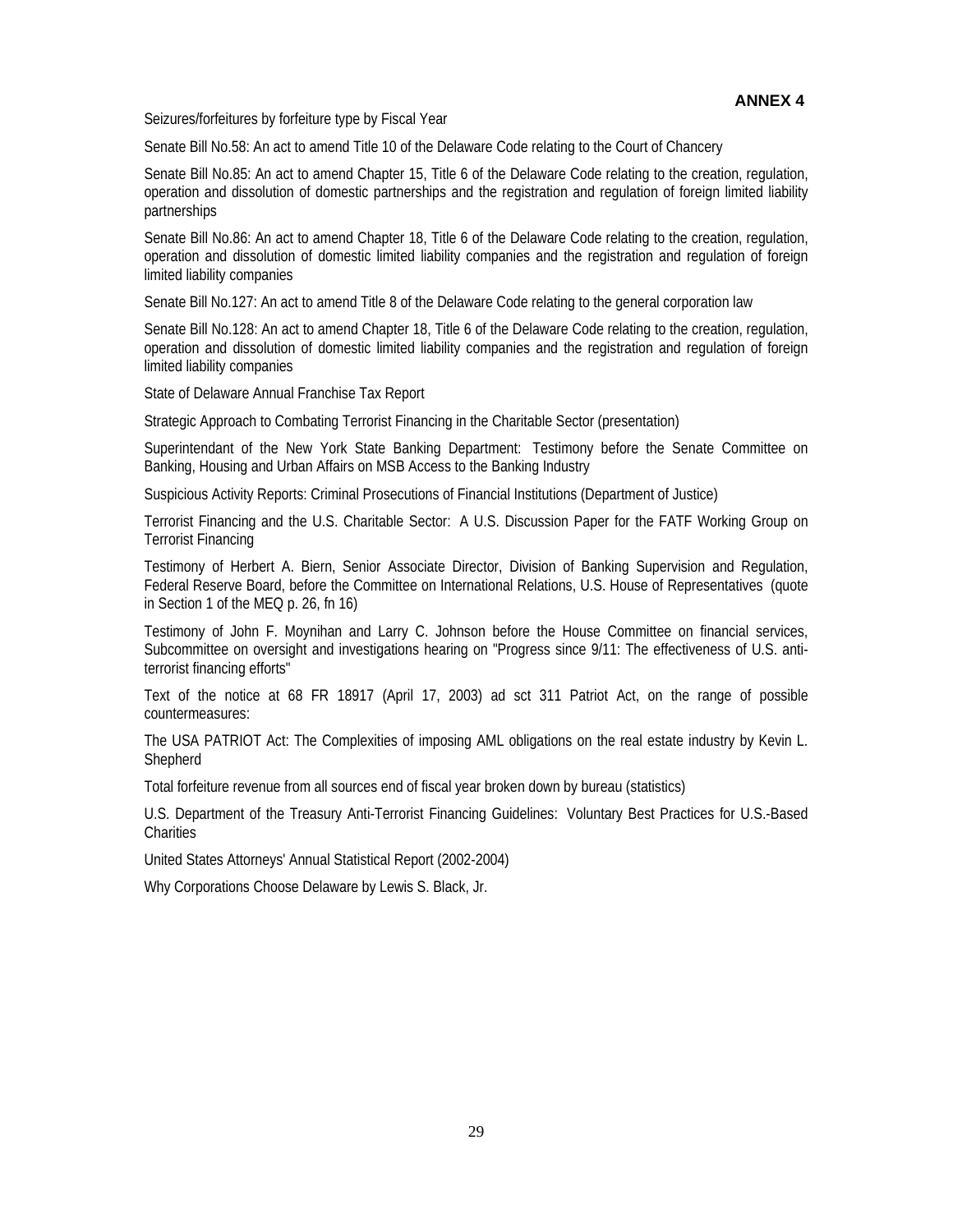**ANNEX 4**

Seizures/forfeitures by forfeiture type by Fiscal Year

Senate Bill No.58: An act to amend Title 10 of the Delaware Code relating to the Court of Chancery

Senate Bill No.85: An act to amend Chapter 15, Title 6 of the Delaware Code relating to the creation, regulation, operation and dissolution of domestic partnerships and the registration and regulation of foreign limited liability partnerships

Senate Bill No.86: An act to amend Chapter 18, Title 6 of the Delaware Code relating to the creation, regulation, operation and dissolution of domestic limited liability companies and the registration and regulation of foreign limited liability companies

Senate Bill No.127: An act to amend Title 8 of the Delaware Code relating to the general corporation law

Senate Bill No.128: An act to amend Chapter 18, Title 6 of the Delaware Code relating to the creation, regulation, operation and dissolution of domestic limited liability companies and the registration and regulation of foreign limited liability companies

State of Delaware Annual Franchise Tax Report

Strategic Approach to Combating Terrorist Financing in the Charitable Sector (presentation)

Superintendant of the New York State Banking Department: Testimony before the Senate Committee on Banking, Housing and Urban Affairs on MSB Access to the Banking Industry

Suspicious Activity Reports: Criminal Prosecutions of Financial Institutions (Department of Justice)

Terrorist Financing and the U.S. Charitable Sector: A U.S. Discussion Paper for the FATF Working Group on Terrorist Financing

Testimony of Herbert A. Biern, Senior Associate Director, Division of Banking Supervision and Regulation, Federal Reserve Board, before the Committee on International Relations, U.S. House of Representatives (quote in Section 1 of the MEQ p. 26, fn 16)

Testimony of John F. Moynihan and Larry C. Johnson before the House Committee on financial services, Subcommittee on oversight and investigations hearing on "Progress since 9/11: The effectiveness of U.S. anti-terrorist financing efforts"

Text of the notice at 68 FR 18917 (April 17, 2003) ad sct 311 Patriot Act, on the range of possible countermeasures:

The USA PATRIOT Act: The Complexities of imposing AML obligations on the real estate industry by Kevin L. Shepherd

Total forfeiture revenue from all sources end of fiscal year broken down by bureau (statistics)

U.S. Department of the Treasury Anti-Terrorist Financing Guidelines: Voluntary Best Practices for U.S.-Based Charities

United States Attorneys' Annual Statistical Report (2002-2004)

Why Corporations Choose Delaware by Lewis S. Black, Jr.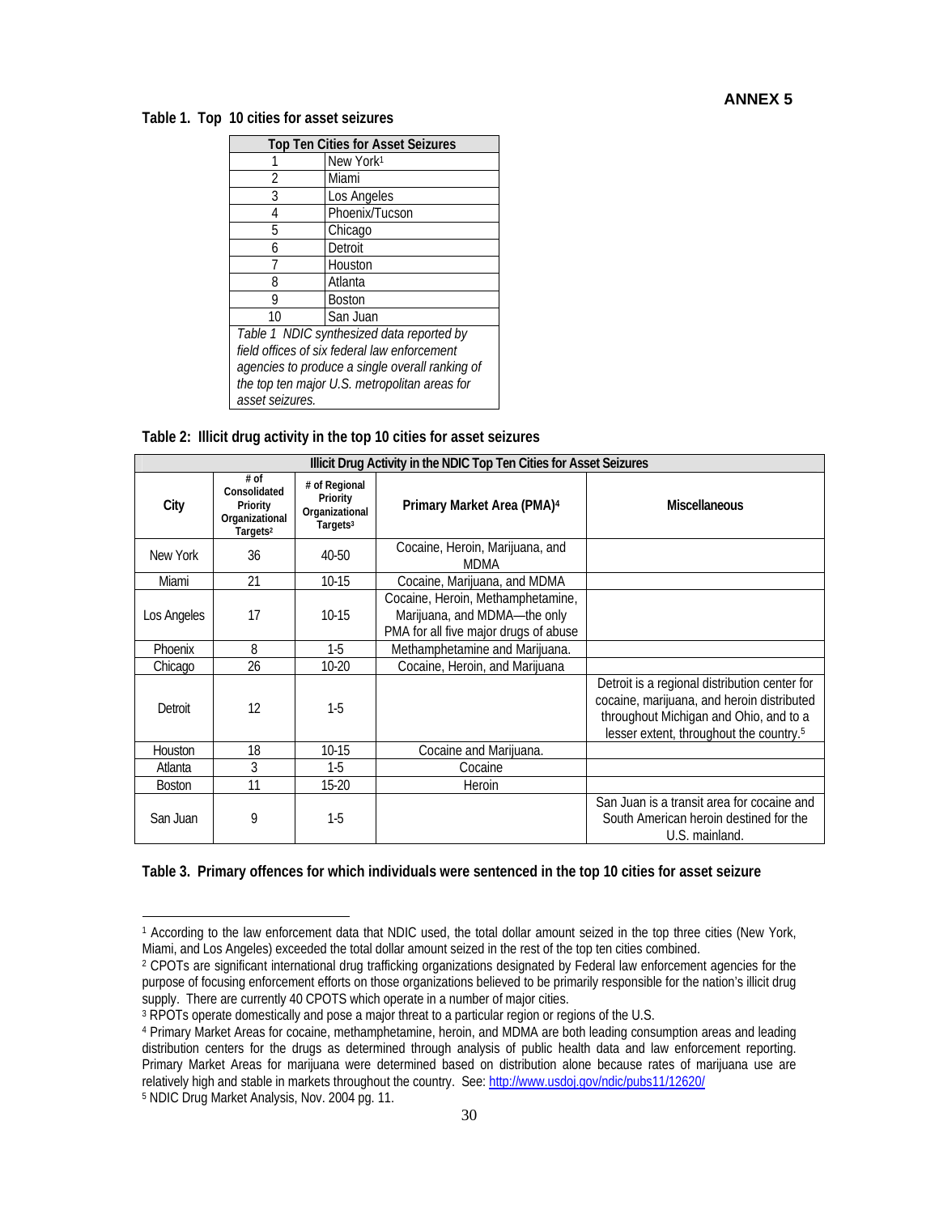**ANNEX 5**

**Table 1. Top 10 cities for asset seizures**

| Top Ten Cities for Asset Seizures | |
|---|---|
| 1 | New York[1] |
| 2 | Miami |
| 3 | Los Angeles |
| 4 | Phoenix/Tucson |
| 5 | Chicago |
| 6 | Detroit |
| 7 | Houston |
| 8 | Atlanta |
| 9 | Boston |
| 10 | San Juan |

*Table 1 NDIC synthesized data reported by field offices of six federal law enforcement agencies to produce a single overall ranking of the top ten major U.S. metropolitan areas for asset seizures.*

**Table 2: Illicit drug activity in the top 10 cities for asset seizures**

| Illicit Drug Activity in the NDIC Top Ten Cities for Asset Seizures | | | | |
|---|---|---|---|---|
| **City** | **# of Consolidated Priority Organizational Targets[2]** | **# of Regional Priority Organizational Targets[3]** | **Primary Market Area (PMA)[4]** | **Miscellaneous** |
| New York | 36 | 40-50 | Cocaine, Heroin, Marijuana, and MDMA | |
| Miami | 21 | 10-15 | Cocaine, Marijuana, and MDMA | |
| Los Angeles | 17 | 10-15 | Cocaine, Heroin, Methamphetamine, Marijuana, and MDMA—the only PMA for all five major drugs of abuse | |
| Phoenix | 8 | 1-5 | Methamphetamine and Marijuana. | |
| Chicago | 26 | 10-20 | Cocaine, Heroin, and Marijuana | |
| Detroit | 12 | 1-5 | | Detroit is a regional distribution center for cocaine, marijuana, and heroin distributed throughout Michigan and Ohio, and to a lesser extent, throughout the country.[5] |
| Houston | 18 | 10-15 | Cocaine and Marijuana. | |
| Atlanta | 3 | 1-5 | Cocaine | |
| Boston | 11 | 15-20 | Heroin | |
| San Juan | 9 | 1-5 | | San Juan is a transit area for cocaine and South American heroin destined for the U.S. mainland. |

**Table 3. Primary offences for which individuals were sentenced in the top 10 cities for asset seizure**

---

[1] According to the law enforcement data that NDIC used, the total dollar amount seized in the top three cities (New York, Miami, and Los Angeles) exceeded the total dollar amount seized in the rest of the top ten cities combined.

[2] CPOTs are significant international drug trafficking organizations designated by Federal law enforcement agencies for the purpose of focusing enforcement efforts on those organizations believed to be primarily responsible for the nation's illicit drug supply. There are currently 40 CPOTS which operate in a number of major cities.

[3] RPOTs operate domestically and pose a major threat to a particular region or regions of the U.S.

[4] Primary Market Areas for cocaine, methamphetamine, heroin, and MDMA are both leading consumption areas and leading distribution centers for the drugs as determined through analysis of public health data and law enforcement reporting. Primary Market Areas for marijuana were determined based on distribution alone because rates of marijuana use are relatively high and stable in markets throughout the country. See: http://www.usdoj.gov/ndic/pubs11/12620/

[5] NDIC Drug Market Analysis, Nov. 2004 pg. 11.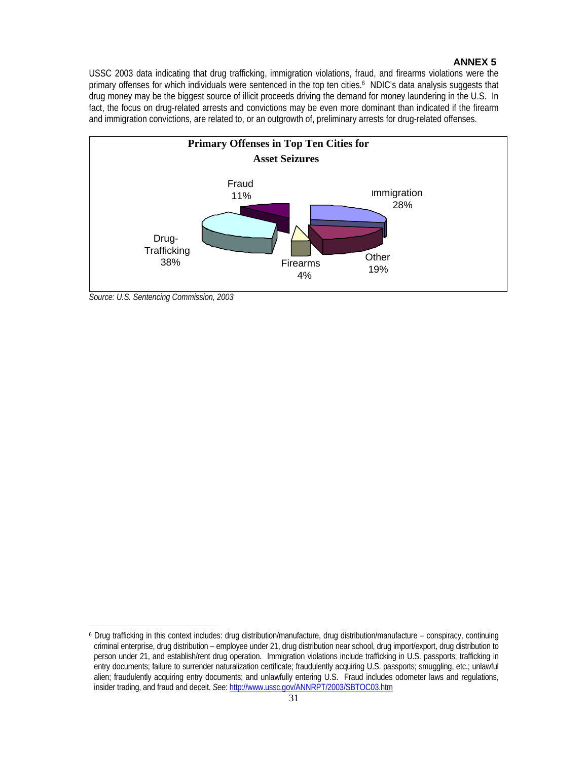**ANNEX 5**

USSC 2003 data indicating that drug trafficking, immigration violations, fraud, and firearms violations were the primary offenses for which individuals were sentenced in the top ten cities.[6] NDIC's data analysis suggests that drug money may be the biggest source of illicit proceeds driving the demand for money laundering in the U.S. In fact, the focus on drug-related arrests and convictions may be even more dominant than indicated if the firearm and immigration convictions, are related to, or an outgrowth of, preliminary arrests for drug-related offenses.

**Primary Offenses in Top Ten Cities for Asset Seizures**

| Offense | Percent |
| --- | --- |
| Drug-Trafficking | 38% |
| Immigration | 28% |
| Other | 19% |
| Fraud | 11% |
| Firearms | 4% |

*Source: U.S. Sentencing Commission, 2003*

---

[6] Drug trafficking in this context includes: drug distribution/manufacture, drug distribution/manufacture – conspiracy, continuing criminal enterprise, drug distribution – employee under 21, drug distribution near school, drug import/export, drug distribution to person under 21, and establish/rent drug operation. Immigration violations include trafficking in U.S. passports; trafficking in entry documents; failure to surrender naturalization certificate; fraudulently acquiring U.S. passports; smuggling, etc.; unlawful alien; fraudulently acquiring entry documents; and unlawfully entering U.S. Fraud includes odometer laws and regulations, insider trading, and fraud and deceit. *See*: http://www.ussc.gov/ANNRPT/2003/SBTOC03.htm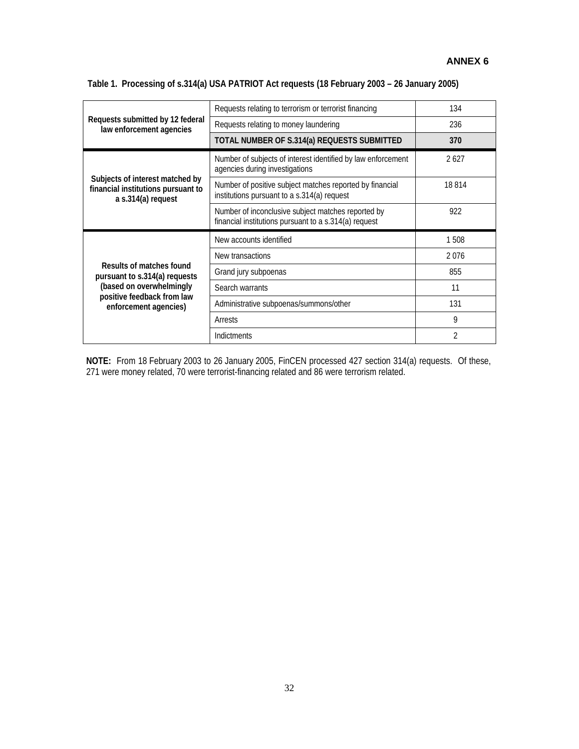**ANNEX 6**

**Table 1. Processing of s.314(a) USA PATRIOT Act requests (18 February 2003 – 26 January 2005)**

| | | |
|---|---|---|
| **Requests submitted by 12 federal law enforcement agencies** | Requests relating to terrorism or terrorist financing | 134 |
| | Requests relating to money laundering | 236 |
| | **TOTAL NUMBER OF S.314(a) REQUESTS SUBMITTED** | **370** |
| **Subjects of interest matched by financial institutions pursuant to a s.314(a) request** | Number of subjects of interest identified by law enforcement agencies during investigations | 2 627 |
| | Number of positive subject matches reported by financial institutions pursuant to a s.314(a) request | 18 814 |
| | Number of inconclusive subject matches reported by financial institutions pursuant to a s.314(a) request | 922 |
| **Results of matches found pursuant to s.314(a) requests (based on overwhelmingly positive feedback from law enforcement agencies)** | New accounts identified | 1 508 |
| | New transactions | 2 076 |
| | Grand jury subpoenas | 855 |
| | Search warrants | 11 |
| | Administrative subpoenas/summons/other | 131 |
| | Arrests | 9 |
| | Indictments | 2 |

**NOTE:** From 18 February 2003 to 26 January 2005, FinCEN processed 427 section 314(a) requests. Of these, 271 were money related, 70 were terrorist-financing related and 86 were terrorism related.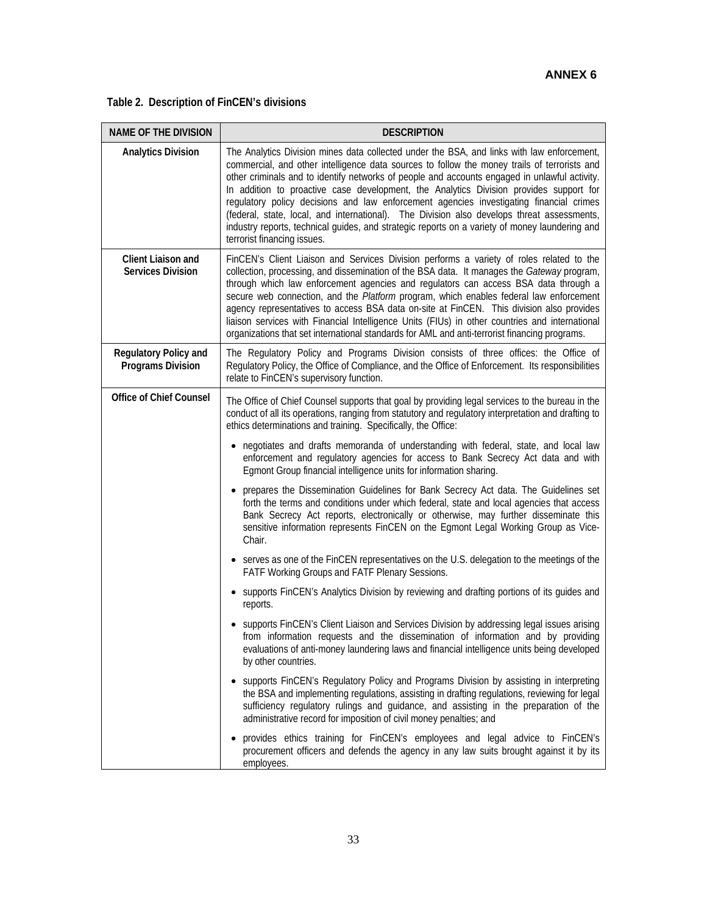**ANNEX 6**

**Table 2. Description of FinCEN's divisions**

| NAME OF THE DIVISION | DESCRIPTION |
|---|---|
| **Analytics Division** | The Analytics Division mines data collected under the BSA, and links with law enforcement, commercial, and other intelligence data sources to follow the money trails of terrorists and other criminals and to identify networks of people and accounts engaged in unlawful activity. In addition to proactive case development, the Analytics Division provides support for regulatory policy decisions and law enforcement agencies investigating financial crimes (federal, state, local, and international). The Division also develops threat assessments, industry reports, technical guides, and strategic reports on a variety of money laundering and terrorist financing issues. |
| **Client Liaison and Services Division** | FinCEN's Client Liaison and Services Division performs a variety of roles related to the collection, processing, and dissemination of the BSA data. It manages the *Gateway* program, through which law enforcement agencies and regulators can access BSA data through a secure web connection, and the *Platform* program, which enables federal law enforcement agency representatives to access BSA data on-site at FinCEN. This division also provides liaison services with Financial Intelligence Units (FIUs) in other countries and international organizations that set international standards for AML and anti-terrorist financing programs. |
| **Regulatory Policy and Programs Division** | The Regulatory Policy and Programs Division consists of three offices: the Office of Regulatory Policy, the Office of Compliance, and the Office of Enforcement. Its responsibilities relate to FinCEN's supervisory function. |
| **Office of Chief Counsel** | The Office of Chief Counsel supports that goal by providing legal services to the bureau in the conduct of all its operations, ranging from statutory and regulatory interpretation and drafting to ethics determinations and training. Specifically, the Office:<br><br>• negotiates and drafts memoranda of understanding with federal, state, and local law enforcement and regulatory agencies for access to Bank Secrecy Act data and with Egmont Group financial intelligence units for information sharing.<br><br>• prepares the Dissemination Guidelines for Bank Secrecy Act data. The Guidelines set forth the terms and conditions under which federal, state and local agencies that access Bank Secrecy Act reports, electronically or otherwise, may further disseminate this sensitive information represents FinCEN on the Egmont Legal Working Group as Vice-Chair.<br><br>• serves as one of the FinCEN representatives on the U.S. delegation to the meetings of the FATF Working Groups and FATF Plenary Sessions.<br><br>• supports FinCEN's Analytics Division by reviewing and drafting portions of its guides and reports.<br><br>• supports FinCEN's Client Liaison and Services Division by addressing legal issues arising from information requests and the dissemination of information and by providing evaluations of anti-money laundering laws and financial intelligence units being developed by other countries.<br><br>• supports FinCEN's Regulatory Policy and Programs Division by assisting in interpreting the BSA and implementing regulations, assisting in drafting regulations, reviewing for legal sufficiency regulatory rulings and guidance, and assisting in the preparation of the administrative record for imposition of civil money penalties; and<br><br>• provides ethics training for FinCEN's employees and legal advice to FinCEN's procurement officers and defends the agency in any law suits brought against it by its employees. |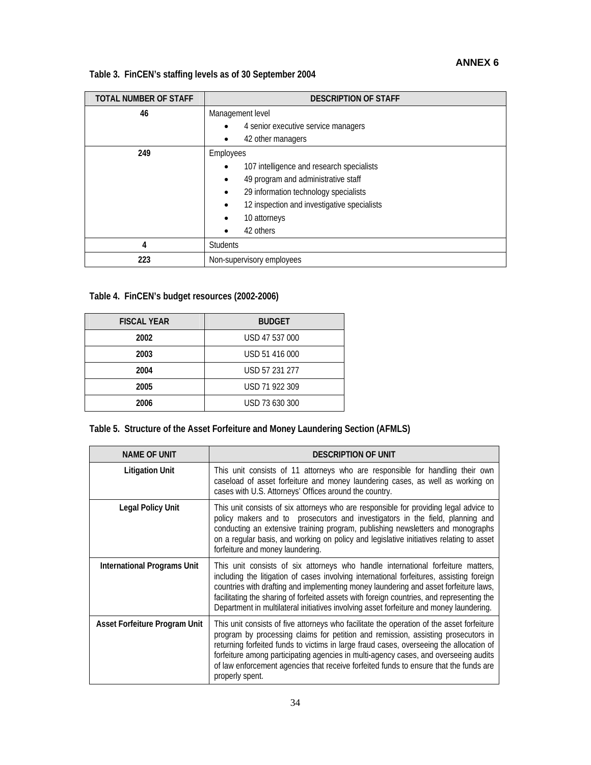**ANNEX 6**

**Table 3. FinCEN's staffing levels as of 30 September 2004**

| TOTAL NUMBER OF STAFF | DESCRIPTION OF STAFF |
|---|---|
| **46** | Management level<br>• 4 senior executive service managers<br>• 42 other managers |
| **249** | Employees<br>• 107 intelligence and research specialists<br>• 49 program and administrative staff<br>• 29 information technology specialists<br>• 12 inspection and investigative specialists<br>• 10 attorneys<br>• 42 others |
| **4** | Students |
| **223** | Non-supervisory employees |

**Table 4. FinCEN's budget resources (2002-2006)**

| FISCAL YEAR | BUDGET |
|---|---|
| **2002** | USD 47 537 000 |
| **2003** | USD 51 416 000 |
| **2004** | USD 57 231 277 |
| **2005** | USD 71 922 309 |
| **2006** | USD 73 630 300 |

**Table 5. Structure of the Asset Forfeiture and Money Laundering Section (AFMLS)**

| NAME OF UNIT | DESCRIPTION OF UNIT |
|---|---|
| **Litigation Unit** | This unit consists of 11 attorneys who are responsible for handling their own caseload of asset forfeiture and money laundering cases, as well as working on cases with U.S. Attorneys' Offices around the country. |
| **Legal Policy Unit** | This unit consists of six attorneys who are responsible for providing legal advice to policy makers and to prosecutors and investigators in the field, planning and conducting an extensive training program, publishing newsletters and monographs on a regular basis, and working on policy and legislative initiatives relating to asset forfeiture and money laundering. |
| **International Programs Unit** | This unit consists of six attorneys who handle international forfeiture matters, including the litigation of cases involving international forfeitures, assisting foreign countries with drafting and implementing money laundering and asset forfeiture laws, facilitating the sharing of forfeited assets with foreign countries, and representing the Department in multilateral initiatives involving asset forfeiture and money laundering. |
| **Asset Forfeiture Program Unit** | This unit consists of five attorneys who facilitate the operation of the asset forfeiture program by processing claims for petition and remission, assisting prosecutors in returning forfeited funds to victims in large fraud cases, overseeing the allocation of forfeiture among participating agencies in multi-agency cases, and overseeing audits of law enforcement agencies that receive forfeited funds to ensure that the funds are properly spent. |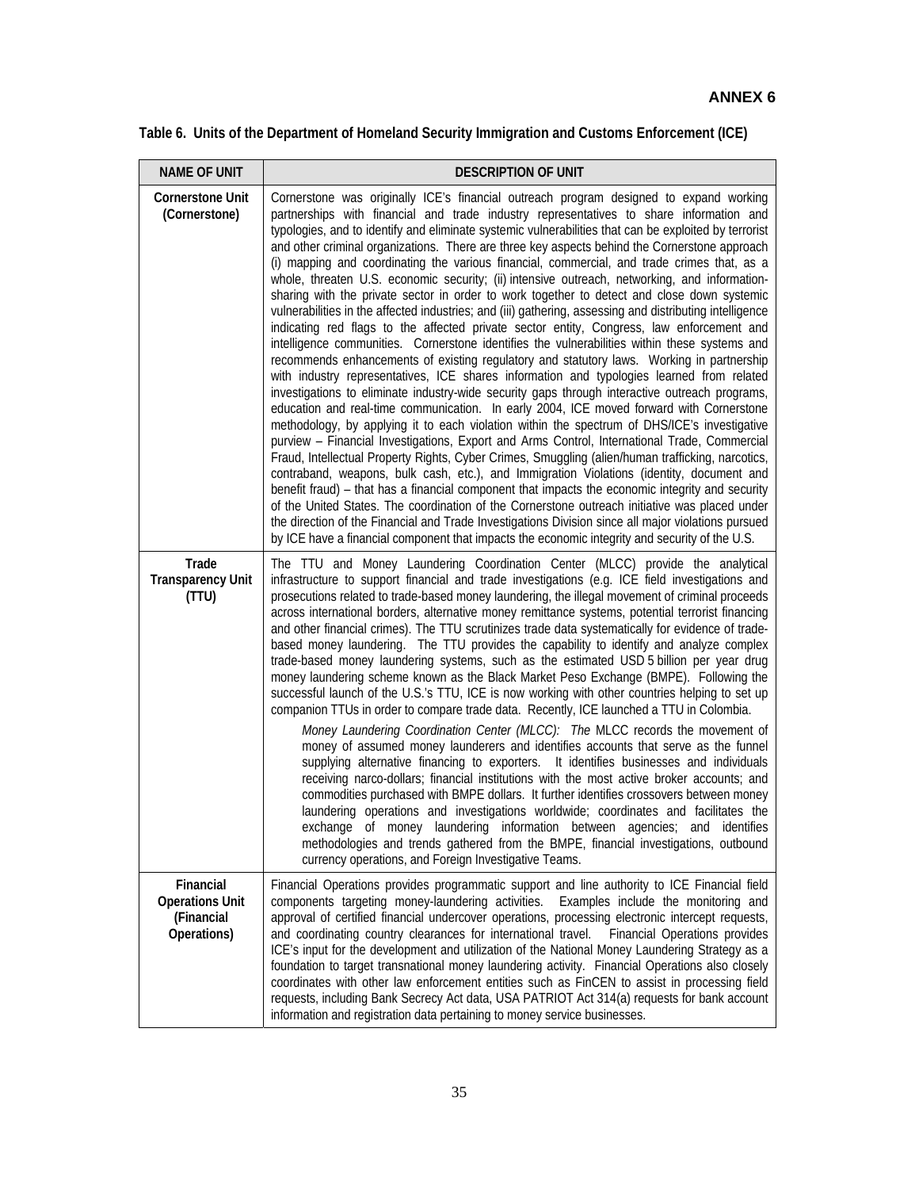## ANNEX 6

**Table 6. Units of the Department of Homeland Security Immigration and Customs Enforcement (ICE)**

| NAME OF UNIT | DESCRIPTION OF UNIT |
|---|---|
| **Cornerstone Unit (Cornerstone)** | Cornerstone was originally ICE's financial outreach program designed to expand working partnerships with financial and trade industry representatives to share information and typologies, and to identify and eliminate systemic vulnerabilities that can be exploited by terrorist and other criminal organizations. There are three key aspects behind the Cornerstone approach (i) mapping and coordinating the various financial, commercial, and trade crimes that, as a whole, threaten U.S. economic security; (ii) intensive outreach, networking, and information-sharing with the private sector in order to work together to detect and close down systemic vulnerabilities in the affected industries; and (iii) gathering, assessing and distributing intelligence indicating red flags to the affected private sector entity, Congress, law enforcement and intelligence communities. Cornerstone identifies the vulnerabilities within these systems and recommends enhancements of existing regulatory and statutory laws. Working in partnership with industry representatives, ICE shares information and typologies learned from related investigations to eliminate industry-wide security gaps through interactive outreach programs, education and real-time communication. In early 2004, ICE moved forward with Cornerstone methodology, by applying it to each violation within the spectrum of DHS/ICE's investigative purview – Financial Investigations, Export and Arms Control, International Trade, Commercial Fraud, Intellectual Property Rights, Cyber Crimes, Smuggling (alien/human trafficking, narcotics, contraband, weapons, bulk cash, etc.), and Immigration Violations (identity, document and benefit fraud) – that has a financial component that impacts the economic integrity and security of the United States. The coordination of the Cornerstone outreach initiative was placed under the direction of the Financial and Trade Investigations Division since all major violations pursued by ICE have a financial component that impacts the economic integrity and security of the U.S. |
| **Trade Transparency Unit (TTU)** | The TTU and Money Laundering Coordination Center (MLCC) provide the analytical infrastructure to support financial and trade investigations (e.g. ICE field investigations and prosecutions related to trade-based money laundering, the illegal movement of criminal proceeds across international borders, alternative money remittance systems, potential terrorist financing and other financial crimes). The TTU scrutinizes trade data systematically for evidence of trade-based money laundering. The TTU provides the capability to identify and analyze complex trade-based money laundering systems, such as the estimated USD 5 billion per year drug money laundering scheme known as the Black Market Peso Exchange (BMPE). Following the successful launch of the U.S.'s TTU, ICE is now working with other countries helping to set up companion TTUs in order to compare trade data. Recently, ICE launched a TTU in Colombia.<br><br>*Money Laundering Coordination Center (MLCC): The* MLCC records the movement of money of assumed money launderers and identifies accounts that serve as the funnel supplying alternative financing to exporters. It identifies businesses and individuals receiving narco-dollars; financial institutions with the most active broker accounts; and commodities purchased with BMPE dollars. It further identifies crossovers between money laundering operations and investigations worldwide; coordinates and facilitates the exchange of money laundering information between agencies; and identifies methodologies and trends gathered from the BMPE, financial investigations, outbound currency operations, and Foreign Investigative Teams. |
| **Financial Operations Unit (Financial Operations)** | Financial Operations provides programmatic support and line authority to ICE Financial field components targeting money-laundering activities. Examples include the monitoring and approval of certified financial undercover operations, processing electronic intercept requests, and coordinating country clearances for international travel. Financial Operations provides ICE's input for the development and utilization of the National Money Laundering Strategy as a foundation to target transnational money laundering activity. Financial Operations also closely coordinates with other law enforcement entities such as FinCEN to assist in processing field requests, including Bank Secrecy Act data, USA PATRIOT Act 314(a) requests for bank account information and registration data pertaining to money service businesses. |